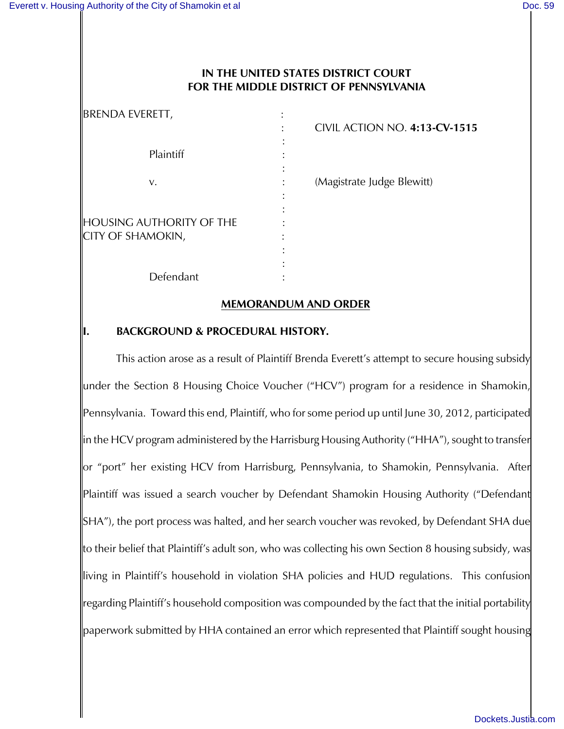**IN THE UNITED STATES DISTRICT COURT**
**FOR THE MIDDLE DISTRICT OF PENNSYLVANIA**

| | | |
|---|---|---|
| BRENDA EVERETT, | : | |
| | : | CIVIL ACTION NO. **4:13-CV-1515** |
| Plaintiff | : | |
| v. | : | (Magistrate Judge Blewitt) |
| HOUSING AUTHORITY OF THE CITY OF SHAMOKIN, | : | |
| Defendant | : | |

## <u>MEMORANDUM AND ORDER</u>

### I. BACKGROUND & PROCEDURAL HISTORY.

This action arose as a result of Plaintiff Brenda Everett's attempt to secure housing subsidy under the Section 8 Housing Choice Voucher ("HCV") program for a residence in Shamokin, Pennsylvania. Toward this end, Plaintiff, who for some period up until June 30, 2012, participated in the HCV program administered by the Harrisburg Housing Authority ("HHA"), sought to transfer or "port" her existing HCV from Harrisburg, Pennsylvania, to Shamokin, Pennsylvania. After Plaintiff was issued a search voucher by Defendant Shamokin Housing Authority ("Defendant SHA"), the port process was halted, and her search voucher was revoked, by Defendant SHA due to their belief that Plaintiff's adult son, who was collecting his own Section 8 housing subsidy, was living in Plaintiff's household in violation SHA policies and HUD regulations. This confusion regarding Plaintiff's household composition was compounded by the fact that the initial portability paperwork submitted by HHA contained an error which represented that Plaintiff sought housing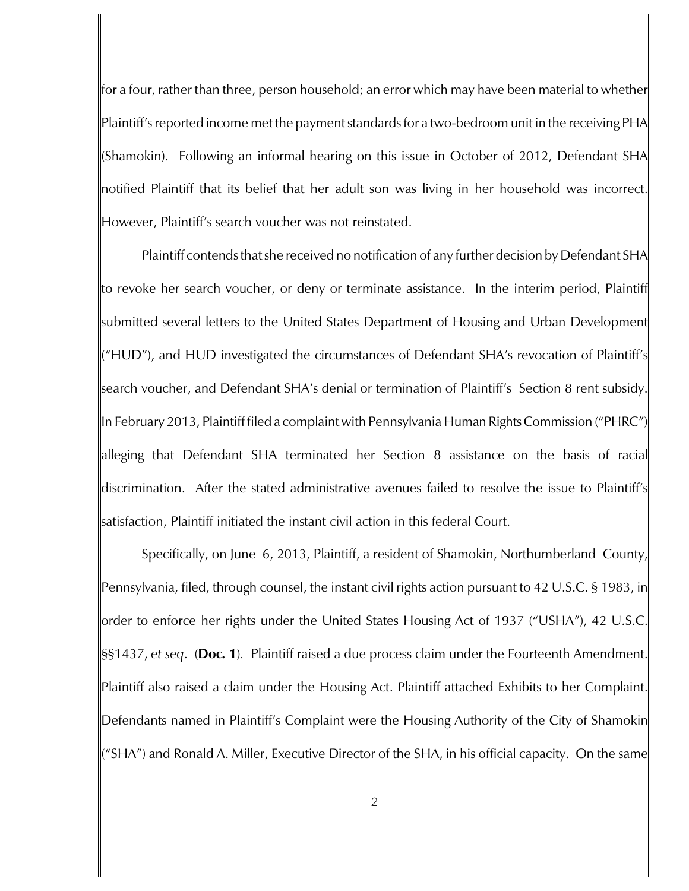for a four, rather than three, person household; an error which may have been material to whether Plaintiff's reported income met the payment standards for a two-bedroom unit in the receiving PHA (Shamokin). Following an informal hearing on this issue in October of 2012, Defendant SHA notified Plaintiff that its belief that her adult son was living in her household was incorrect. However, Plaintiff's search voucher was not reinstated.

Plaintiff contends that she received no notification of any further decision by Defendant SHA to revoke her search voucher, or deny or terminate assistance. In the interim period, Plaintiff submitted several letters to the United States Department of Housing and Urban Development ("HUD"), and HUD investigated the circumstances of Defendant SHA's revocation of Plaintiff's search voucher, and Defendant SHA's denial or termination of Plaintiff's Section 8 rent subsidy. In February 2013, Plaintiff filed a complaint with Pennsylvania Human Rights Commission ("PHRC") alleging that Defendant SHA terminated her Section 8 assistance on the basis of racial discrimination. After the stated administrative avenues failed to resolve the issue to Plaintiff's satisfaction, Plaintiff initiated the instant civil action in this federal Court.

Specifically, on June 6, 2013, Plaintiff, a resident of Shamokin, Northumberland County, Pennsylvania, filed, through counsel, the instant civil rights action pursuant to 42 U.S.C. § 1983, in order to enforce her rights under the United States Housing Act of 1937 ("USHA"), 42 U.S.C. §§1437, *et seq*. (**Doc. 1**). Plaintiff raised a due process claim under the Fourteenth Amendment. Plaintiff also raised a claim under the Housing Act. Plaintiff attached Exhibits to her Complaint. Defendants named in Plaintiff's Complaint were the Housing Authority of the City of Shamokin ("SHA") and Ronald A. Miller, Executive Director of the SHA, in his official capacity. On the same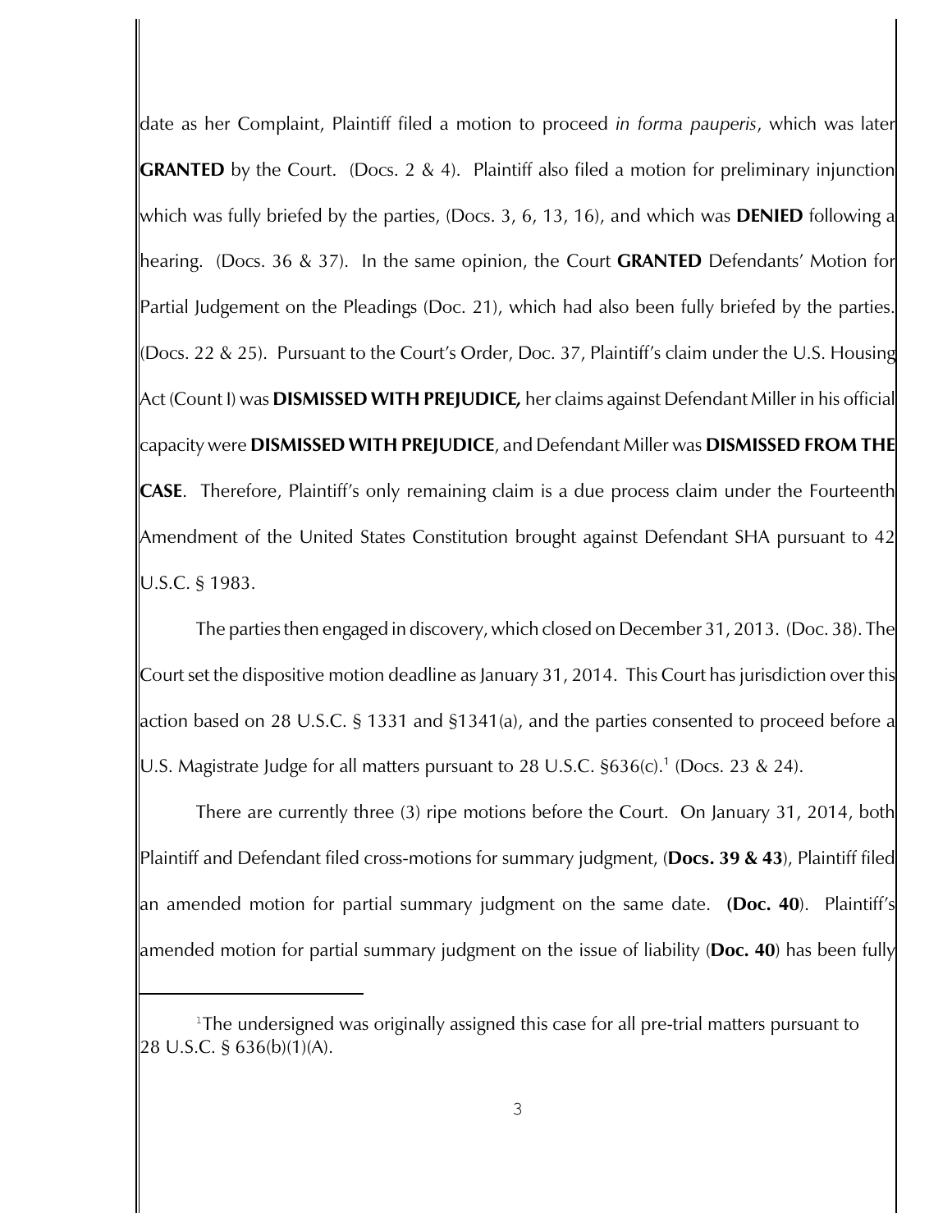date as her Complaint, Plaintiff filed a motion to proceed *in forma pauperis*, which was later **GRANTED** by the Court. (Docs. 2 & 4). Plaintiff also filed a motion for preliminary injunction which was fully briefed by the parties, (Docs. 3, 6, 13, 16), and which was **DENIED** following a hearing. (Docs. 36 & 37). In the same opinion, the Court **GRANTED** Defendants' Motion for Partial Judgement on the Pleadings (Doc. 21), which had also been fully briefed by the parties. (Docs. 22 & 25). Pursuant to the Court's Order, Doc. 37, Plaintiff's claim under the U.S. Housing Act (Count I) was **DISMISSED WITH PREJUDICE,** her claims against Defendant Miller in his official capacity were **DISMISSED WITH PREJUDICE**, and Defendant Miller was **DISMISSED FROM THE CASE**. Therefore, Plaintiff's only remaining claim is a due process claim under the Fourteenth Amendment of the United States Constitution brought against Defendant SHA pursuant to 42 U.S.C. § 1983.

The parties then engaged in discovery, which closed on December 31, 2013. (Doc. 38). The Court set the dispositive motion deadline as January 31, 2014. This Court has jurisdiction over this action based on 28 U.S.C. § 1331 and §1341(a), and the parties consented to proceed before a U.S. Magistrate Judge for all matters pursuant to 28 U.S.C. §636(c).[1] (Docs. 23 & 24).

There are currently three (3) ripe motions before the Court. On January 31, 2014, both Plaintiff and Defendant filed cross-motions for summary judgment, (**Docs. 39 & 43**), Plaintiff filed an amended motion for partial summary judgment on the same date. **(Doc. 40)**. Plaintiff's amended motion for partial summary judgment on the issue of liability (**Doc. 40**) has been fully

[1] The undersigned was originally assigned this case for all pre-trial matters pursuant to 28 U.S.C. § 636(b)(1)(A).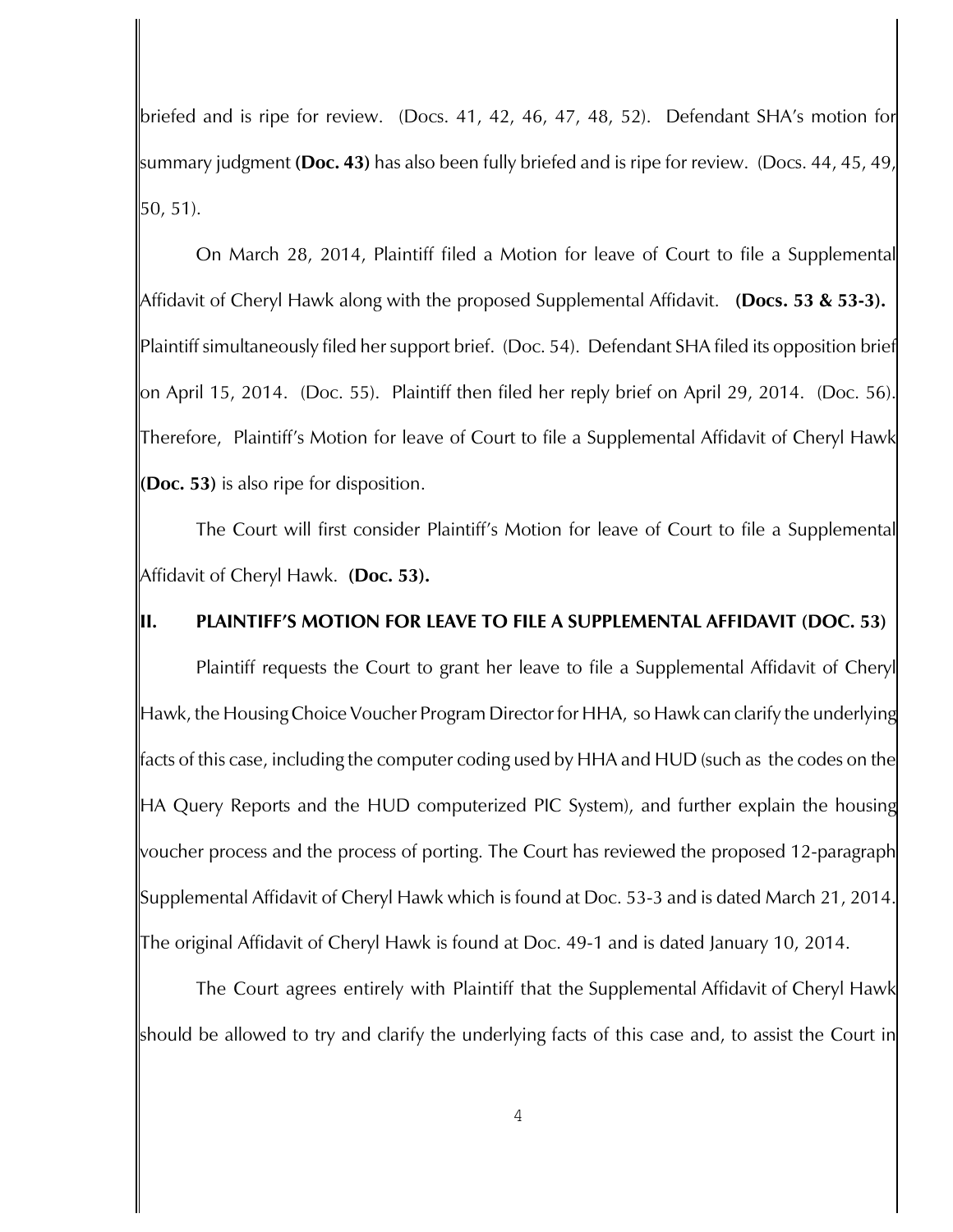briefed and is ripe for review. (Docs. 41, 42, 46, 47, 48, 52). Defendant SHA's motion for summary judgment **(Doc. 43)** has also been fully briefed and is ripe for review. (Docs. 44, 45, 49, 50, 51).

On March 28, 2014, Plaintiff filed a Motion for leave of Court to file a Supplemental Affidavit of Cheryl Hawk along with the proposed Supplemental Affidavit. **(Docs. 53 & 53-3).** Plaintiff simultaneously filed her support brief. (Doc. 54). Defendant SHA filed its opposition brief on April 15, 2014. (Doc. 55). Plaintiff then filed her reply brief on April 29, 2014. (Doc. 56). Therefore, Plaintiff's Motion for leave of Court to file a Supplemental Affidavit of Cheryl Hawk **(Doc. 53)** is also ripe for disposition.

The Court will first consider Plaintiff's Motion for leave of Court to file a Supplemental Affidavit of Cheryl Hawk. **(Doc. 53).**

## II. PLAINTIFF'S MOTION FOR LEAVE TO FILE A SUPPLEMENTAL AFFIDAVIT (DOC. 53)

Plaintiff requests the Court to grant her leave to file a Supplemental Affidavit of Cheryl Hawk, the Housing Choice Voucher Program Director for HHA, so Hawk can clarify the underlying facts of this case, including the computer coding used by HHA and HUD (such as the codes on the HA Query Reports and the HUD computerized PIC System), and further explain the housing voucher process and the process of porting. The Court has reviewed the proposed 12-paragraph Supplemental Affidavit of Cheryl Hawk which is found at Doc. 53-3 and is dated March 21, 2014. The original Affidavit of Cheryl Hawk is found at Doc. 49-1 and is dated January 10, 2014.

The Court agrees entirely with Plaintiff that the Supplemental Affidavit of Cheryl Hawk should be allowed to try and clarify the underlying facts of this case and, to assist the Court in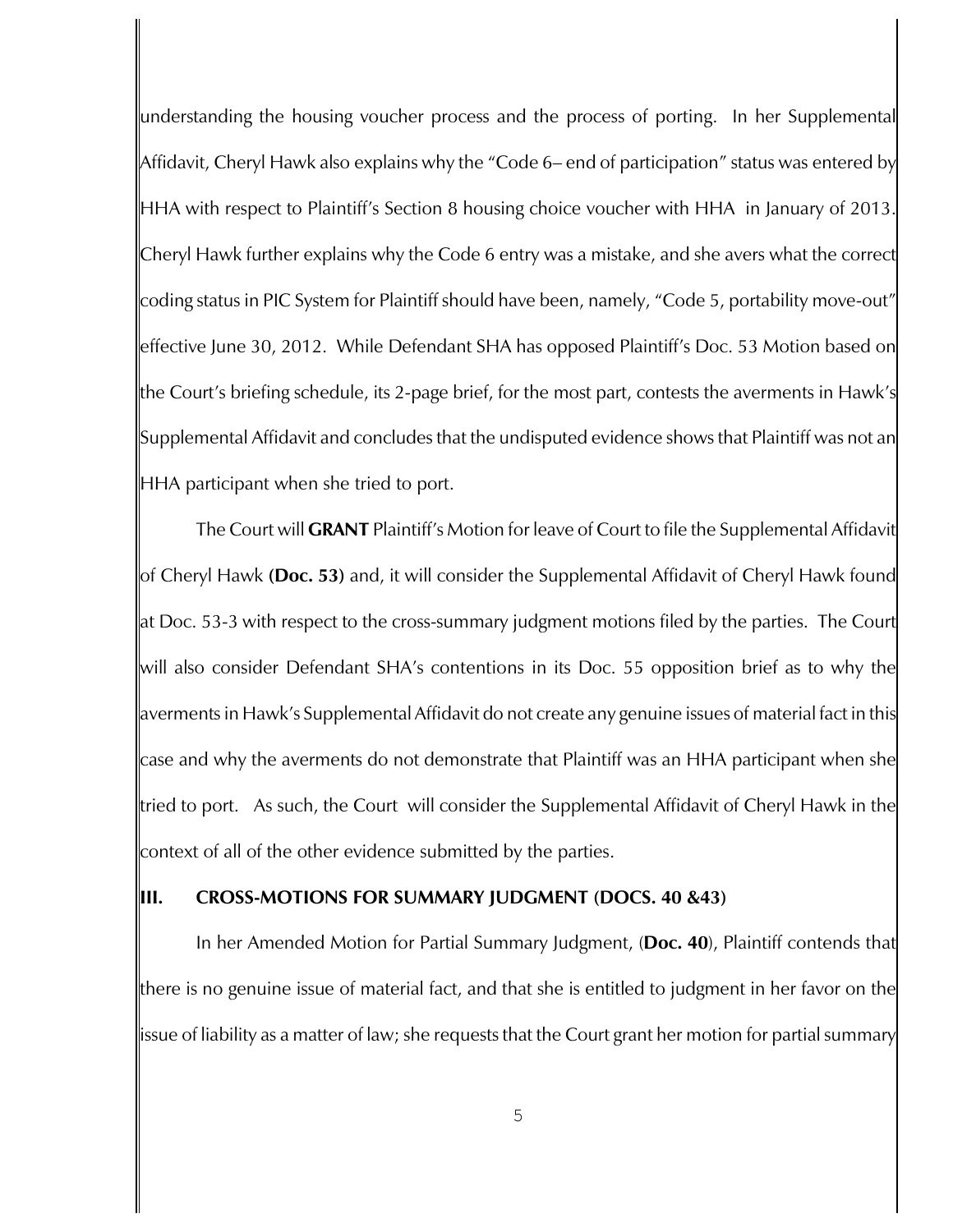understanding the housing voucher process and the process of porting. In her Supplemental Affidavit, Cheryl Hawk also explains why the "Code 6– end of participation" status was entered by HHA with respect to Plaintiff's Section 8 housing choice voucher with HHA in January of 2013. Cheryl Hawk further explains why the Code 6 entry was a mistake, and she avers what the correct coding status in PIC System for Plaintiff should have been, namely, "Code 5, portability move-out" effective June 30, 2012. While Defendant SHA has opposed Plaintiff's Doc. 53 Motion based on the Court's briefing schedule, its 2-page brief, for the most part, contests the averments in Hawk's Supplemental Affidavit and concludes that the undisputed evidence shows that Plaintiff was not an HHA participant when she tried to port.

The Court will **GRANT** Plaintiff's Motion for leave of Court to file the Supplemental Affidavit of Cheryl Hawk **(Doc. 53)** and, it will consider the Supplemental Affidavit of Cheryl Hawk found at Doc. 53-3 with respect to the cross-summary judgment motions filed by the parties. The Court will also consider Defendant SHA's contentions in its Doc. 55 opposition brief as to why the averments in Hawk's Supplemental Affidavit do not create any genuine issues of material fact in this case and why the averments do not demonstrate that Plaintiff was an HHA participant when she tried to port. As such, the Court will consider the Supplemental Affidavit of Cheryl Hawk in the context of all of the other evidence submitted by the parties.

## III. CROSS-MOTIONS FOR SUMMARY JUDGMENT (DOCS. 40 &43)

In her Amended Motion for Partial Summary Judgment, (**Doc. 40**), Plaintiff contends that there is no genuine issue of material fact, and that she is entitled to judgment in her favor on the issue of liability as a matter of law; she requests that the Court grant her motion for partial summary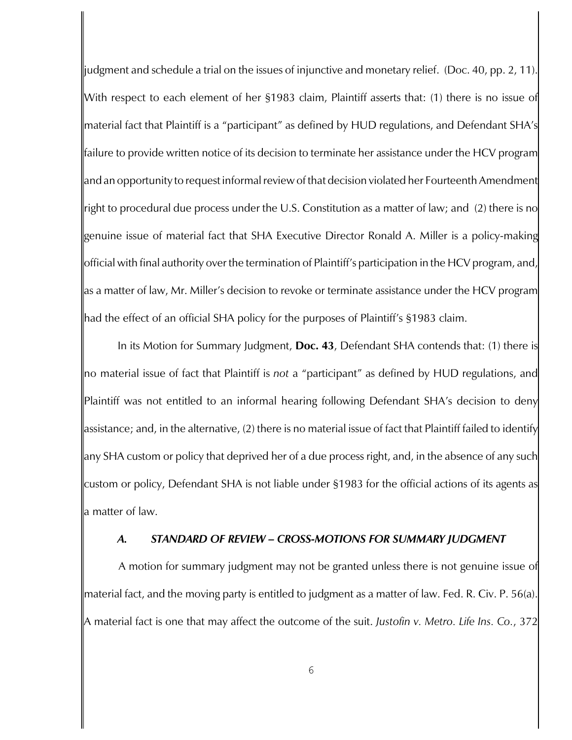judgment and schedule a trial on the issues of injunctive and monetary relief. (Doc. 40, pp. 2, 11). With respect to each element of her §1983 claim, Plaintiff asserts that: (1) there is no issue of material fact that Plaintiff is a "participant" as defined by HUD regulations, and Defendant SHA's failure to provide written notice of its decision to terminate her assistance under the HCV program and an opportunity to request informal review of that decision violated her Fourteenth Amendment right to procedural due process under the U.S. Constitution as a matter of law; and (2) there is no genuine issue of material fact that SHA Executive Director Ronald A. Miller is a policy-making official with final authority over the termination of Plaintiff's participation in the HCV program, and, as a matter of law, Mr. Miller's decision to revoke or terminate assistance under the HCV program had the effect of an official SHA policy for the purposes of Plaintiff's §1983 claim.

In its Motion for Summary Judgment, **Doc. 43**, Defendant SHA contends that: (1) there is no material issue of fact that Plaintiff is *not* a "participant" as defined by HUD regulations, and Plaintiff was not entitled to an informal hearing following Defendant SHA's decision to deny assistance; and, in the alternative, (2) there is no material issue of fact that Plaintiff failed to identify any SHA custom or policy that deprived her of a due process right, and, in the absence of any such custom or policy, Defendant SHA is not liable under §1983 for the official actions of its agents as a matter of law.

### *A. STANDARD OF REVIEW – CROSS-MOTIONS FOR SUMMARY JUDGMENT*

A motion for summary judgment may not be granted unless there is not genuine issue of material fact, and the moving party is entitled to judgment as a matter of law. Fed. R. Civ. P. 56(a). A material fact is one that may affect the outcome of the suit. *Justofin v. Metro. Life Ins. Co.*, 372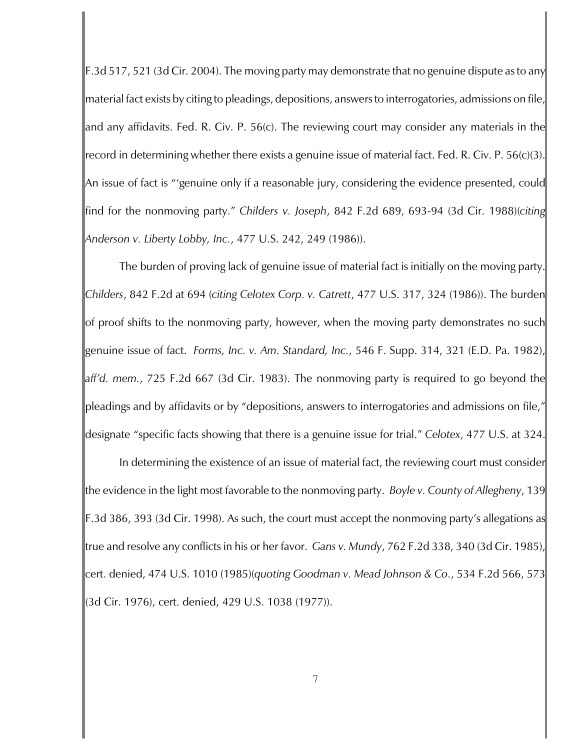F.3d 517, 521 (3d Cir. 2004). The moving party may demonstrate that no genuine dispute as to any material fact exists by citing to pleadings, depositions, answers to interrogatories, admissions on file, and any affidavits. Fed. R. Civ. P. 56(c). The reviewing court may consider any materials in the record in determining whether there exists a genuine issue of material fact. Fed. R. Civ. P. 56(c)(3). An issue of fact is "'genuine only if a reasonable jury, considering the evidence presented, could find for the nonmoving party." *Childers v. Joseph*, 842 F.2d 689, 693-94 (3d Cir. 1988)(*citing Anderson v. Liberty Lobby, Inc.*, 477 U.S. 242, 249 (1986)).

The burden of proving lack of genuine issue of material fact is initially on the moving party. *Childers*, 842 F.2d at 694 (*citing Celotex Corp. v. Catrett*, 477 U.S. 317, 324 (1986)). The burden of proof shifts to the nonmoving party, however, when the moving party demonstrates no such genuine issue of fact. *Forms, Inc. v. Am. Standard, Inc.*, 546 F. Supp. 314, 321 (E.D. Pa. 1982), *aff'd. mem.*, 725 F.2d 667 (3d Cir. 1983). The nonmoving party is required to go beyond the pleadings and by affidavits or by "depositions, answers to interrogatories and admissions on file," designate "specific facts showing that there is a genuine issue for trial." *Celotex*, 477 U.S. at 324.

In determining the existence of an issue of material fact, the reviewing court must consider the evidence in the light most favorable to the nonmoving party. *Boyle v. County of Allegheny*, 139 F.3d 386, 393 (3d Cir. 1998). As such, the court must accept the nonmoving party's allegations as true and resolve any conflicts in his or her favor. *Gans v. Mundy*, 762 F.2d 338, 340 (3d Cir. 1985), cert. denied, 474 U.S. 1010 (1985)(*quoting Goodman v. Mead Johnson & Co.*, 534 F.2d 566, 573 (3d Cir. 1976), cert. denied, 429 U.S. 1038 (1977)).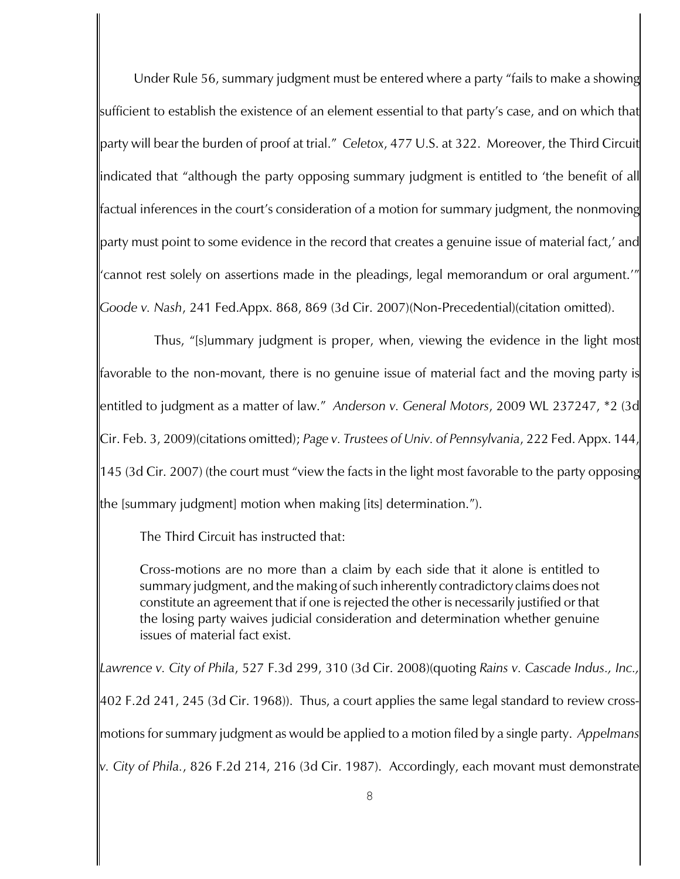Under Rule 56, summary judgment must be entered where a party "fails to make a showing sufficient to establish the existence of an element essential to that party's case, and on which that party will bear the burden of proof at trial." *Celetox*, 477 U.S. at 322. Moreover, the Third Circuit indicated that "although the party opposing summary judgment is entitled to 'the benefit of all factual inferences in the court's consideration of a motion for summary judgment, the nonmoving party must point to some evidence in the record that creates a genuine issue of material fact,' and 'cannot rest solely on assertions made in the pleadings, legal memorandum or oral argument.'" *Goode v. Nash*, 241 Fed.Appx. 868, 869 (3d Cir. 2007)(Non-Precedential)(citation omitted).

Thus, "[s]ummary judgment is proper, when, viewing the evidence in the light most favorable to the non-movant, there is no genuine issue of material fact and the moving party is entitled to judgment as a matter of law." *Anderson v. General Motors*, 2009 WL 237247, *2 (3d Cir. Feb. 3, 2009)(citations omitted); *Page v. Trustees of Univ. of Pennsylvania*, 222 Fed. Appx. 144, 145 (3d Cir. 2007) (the court must "view the facts in the light most favorable to the party opposing the [summary judgment] motion when making [its] determination.").

The Third Circuit has instructed that:

> Cross-motions are no more than a claim by each side that it alone is entitled to summary judgment, and the making of such inherently contradictory claims does not constitute an agreement that if one is rejected the other is necessarily justified or that the losing party waives judicial consideration and determination whether genuine issues of material fact exist.

*Lawrence v. City of Phila*, 527 F.3d 299, 310 (3d Cir. 2008)(quoting *Rains v. Cascade Indus., Inc.*, 402 F.2d 241, 245 (3d Cir. 1968)). Thus, a court applies the same legal standard to review cross-motions for summary judgment as would be applied to a motion filed by a single party. *Appelmans v. City of Phila.*, 826 F.2d 214, 216 (3d Cir. 1987). Accordingly, each movant must demonstrate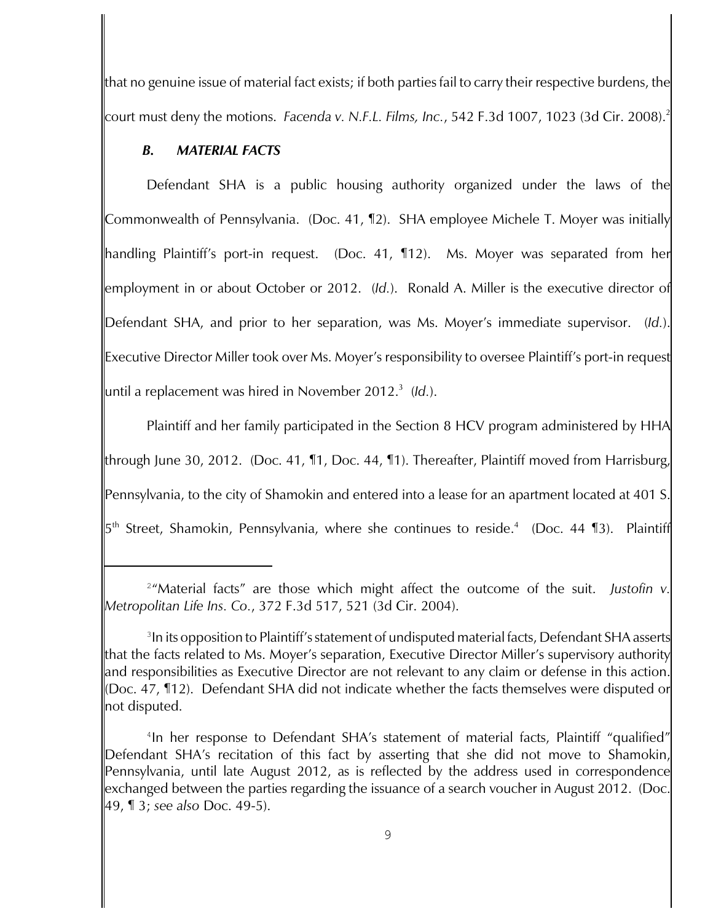that no genuine issue of material fact exists; if both parties fail to carry their respective burdens, the court must deny the motions. *Facenda v. N.F.L. Films, Inc.*, 542 F.3d 1007, 1023 (3d Cir. 2008).[2]

### *B. MATERIAL FACTS*

Defendant SHA is a public housing authority organized under the laws of the Commonwealth of Pennsylvania. (Doc. 41, ¶2). SHA employee Michele T. Moyer was initially handling Plaintiff's port-in request. (Doc. 41, ¶12). Ms. Moyer was separated from her employment in or about October or 2012. (*Id.*). Ronald A. Miller is the executive director of Defendant SHA, and prior to her separation, was Ms. Moyer's immediate supervisor. (*Id.*). Executive Director Miller took over Ms. Moyer's responsibility to oversee Plaintiff's port-in request until a replacement was hired in November 2012.[3] (*Id.*).

Plaintiff and her family participated in the Section 8 HCV program administered by HHA through June 30, 2012. (Doc. 41, ¶1, Doc. 44, ¶1). Thereafter, Plaintiff moved from Harrisburg, Pennsylvania, to the city of Shamokin and entered into a lease for an apartment located at 401 S. 5th Street, Shamokin, Pennsylvania, where she continues to reside.[4] (Doc. 44 ¶3). Plaintiff

---

[2] "Material facts" are those which might affect the outcome of the suit. *Justofin v. Metropolitan Life Ins. Co.*, 372 F.3d 517, 521 (3d Cir. 2004).

[3] In its opposition to Plaintiff's statement of undisputed material facts, Defendant SHA asserts that the facts related to Ms. Moyer's separation, Executive Director Miller's supervisory authority and responsibilities as Executive Director are not relevant to any claim or defense in this action. (Doc. 47, ¶12). Defendant SHA did not indicate whether the facts themselves were disputed or not disputed.

[4] In her response to Defendant SHA's statement of material facts, Plaintiff "qualified" Defendant SHA's recitation of this fact by asserting that she did not move to Shamokin, Pennsylvania, until late August 2012, as is reflected by the address used in correspondence exchanged between the parties regarding the issuance of a search voucher in August 2012. (Doc. 49, ¶ 3; *see also* Doc. 49-5).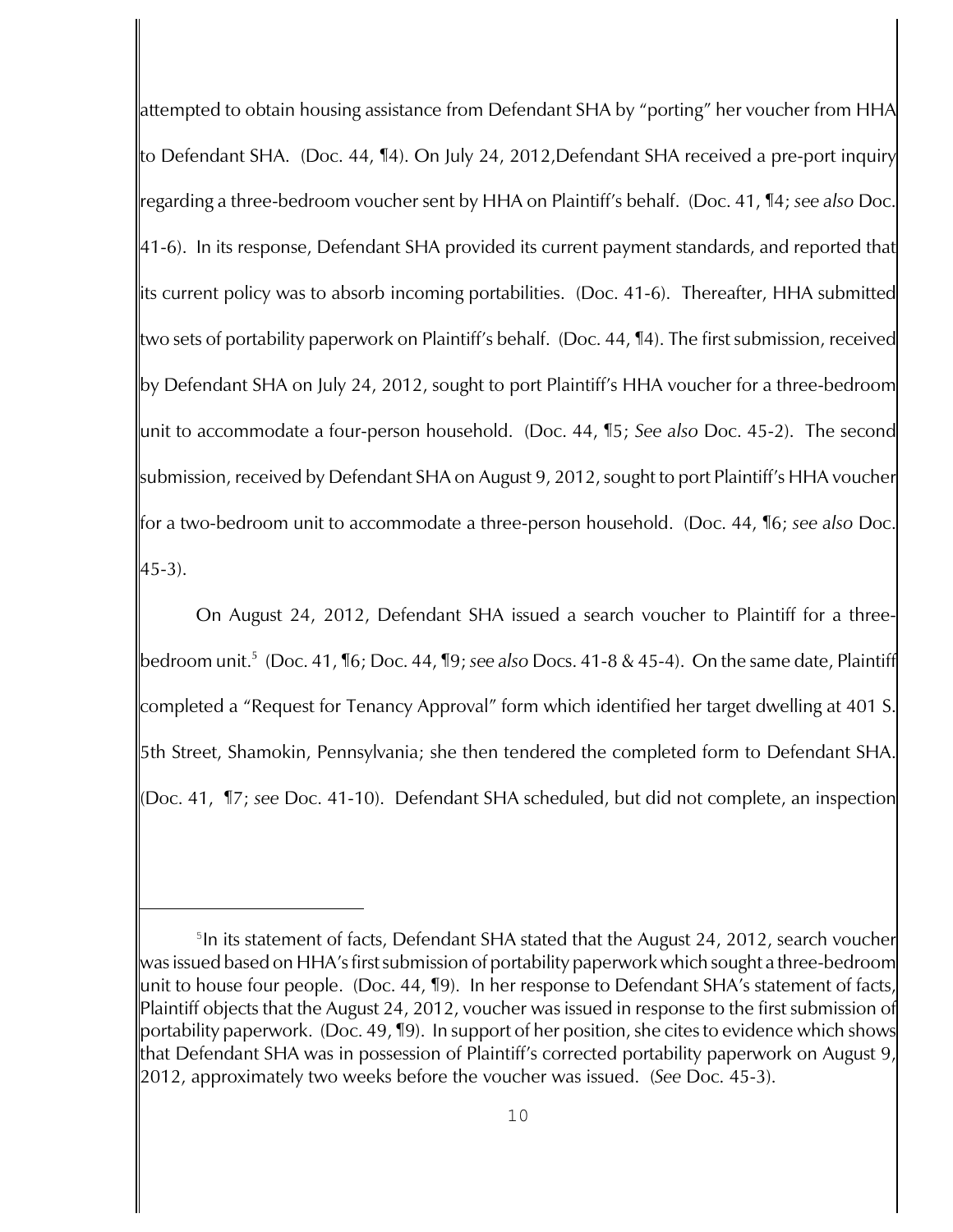attempted to obtain housing assistance from Defendant SHA by "porting" her voucher from HHA to Defendant SHA. (Doc. 44, ¶4). On July 24, 2012,Defendant SHA received a pre-port inquiry regarding a three-bedroom voucher sent by HHA on Plaintiff's behalf. (Doc. 41, ¶4; *see also* Doc. 41-6). In its response, Defendant SHA provided its current payment standards, and reported that its current policy was to absorb incoming portabilities. (Doc. 41-6). Thereafter, HHA submitted two sets of portability paperwork on Plaintiff's behalf. (Doc. 44, ¶4). The first submission, received by Defendant SHA on July 24, 2012, sought to port Plaintiff's HHA voucher for a three-bedroom unit to accommodate a four-person household. (Doc. 44, ¶5; *See also* Doc. 45-2). The second submission, received by Defendant SHA on August 9, 2012, sought to port Plaintiff's HHA voucher for a two-bedroom unit to accommodate a three-person household. (Doc. 44, ¶6; *see also* Doc. 45-3).

On August 24, 2012, Defendant SHA issued a search voucher to Plaintiff for a three-bedroom unit.[5] (Doc. 41, ¶6; Doc. 44, ¶9; *see also* Docs. 41-8 & 45-4). On the same date, Plaintiff completed a "Request for Tenancy Approval" form which identified her target dwelling at 401 S. 5th Street, Shamokin, Pennsylvania; she then tendered the completed form to Defendant SHA. (Doc. 41, ¶7; *see* Doc. 41-10). Defendant SHA scheduled, but did not complete, an inspection

---

[5] In its statement of facts, Defendant SHA stated that the August 24, 2012, search voucher was issued based on HHA's first submission of portability paperwork which sought a three-bedroom unit to house four people. (Doc. 44, ¶9). In her response to Defendant SHA's statement of facts, Plaintiff objects that the August 24, 2012, voucher was issued in response to the first submission of portability paperwork. (Doc. 49, ¶9). In support of her position, she cites to evidence which shows that Defendant SHA was in possession of Plaintiff's corrected portability paperwork on August 9, 2012, approximately two weeks before the voucher was issued. (*See* Doc. 45-3).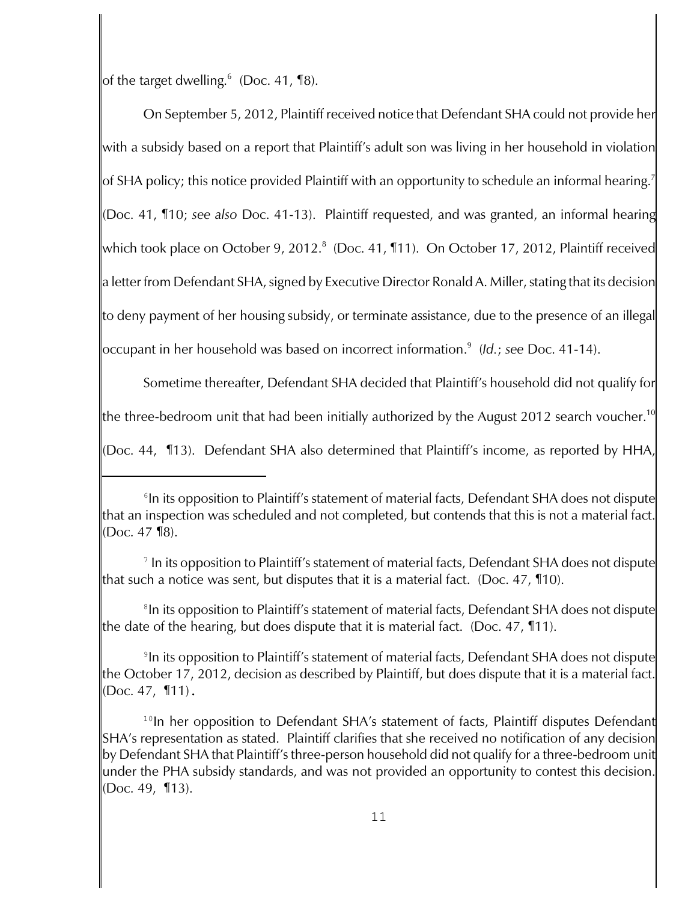of the target dwelling.[6] (Doc. 41, ¶8).

On September 5, 2012, Plaintiff received notice that Defendant SHA could not provide her with a subsidy based on a report that Plaintiff's adult son was living in her household in violation of SHA policy; this notice provided Plaintiff with an opportunity to schedule an informal hearing.[7] (Doc. 41, ¶10; *see also* Doc. 41-13). Plaintiff requested, and was granted, an informal hearing which took place on October 9, 2012.[8] (Doc. 41, ¶11). On October 17, 2012, Plaintiff received a letter from Defendant SHA, signed by Executive Director Ronald A. Miller, stating that its decision to deny payment of her housing subsidy, or terminate assistance, due to the presence of an illegal occupant in her household was based on incorrect information.[9] (*Id.*; *see* Doc. 41-14).

Sometime thereafter, Defendant SHA decided that Plaintiff's household did not qualify for the three-bedroom unit that had been initially authorized by the August 2012 search voucher.[10] (Doc. 44, ¶13). Defendant SHA also determined that Plaintiff's income, as reported by HHA,

---

[6] In its opposition to Plaintiff's statement of material facts, Defendant SHA does not dispute that an inspection was scheduled and not completed, but contends that this is not a material fact. (Doc. 47 ¶8).

[7] In its opposition to Plaintiff's statement of material facts, Defendant SHA does not dispute that such a notice was sent, but disputes that it is a material fact. (Doc. 47, ¶10).

[8] In its opposition to Plaintiff's statement of material facts, Defendant SHA does not dispute the date of the hearing, but does dispute that it is material fact. (Doc. 47, ¶11).

[9] In its opposition to Plaintiff's statement of material facts, Defendant SHA does not dispute the October 17, 2012, decision as described by Plaintiff, but does dispute that it is a material fact. (Doc. 47, ¶11).

[10] In her opposition to Defendant SHA's statement of facts, Plaintiff disputes Defendant SHA's representation as stated. Plaintiff clarifies that she received no notification of any decision by Defendant SHA that Plaintiff's three-person household did not qualify for a three-bedroom unit under the PHA subsidy standards, and was not provided an opportunity to contest this decision. (Doc. 49, ¶13).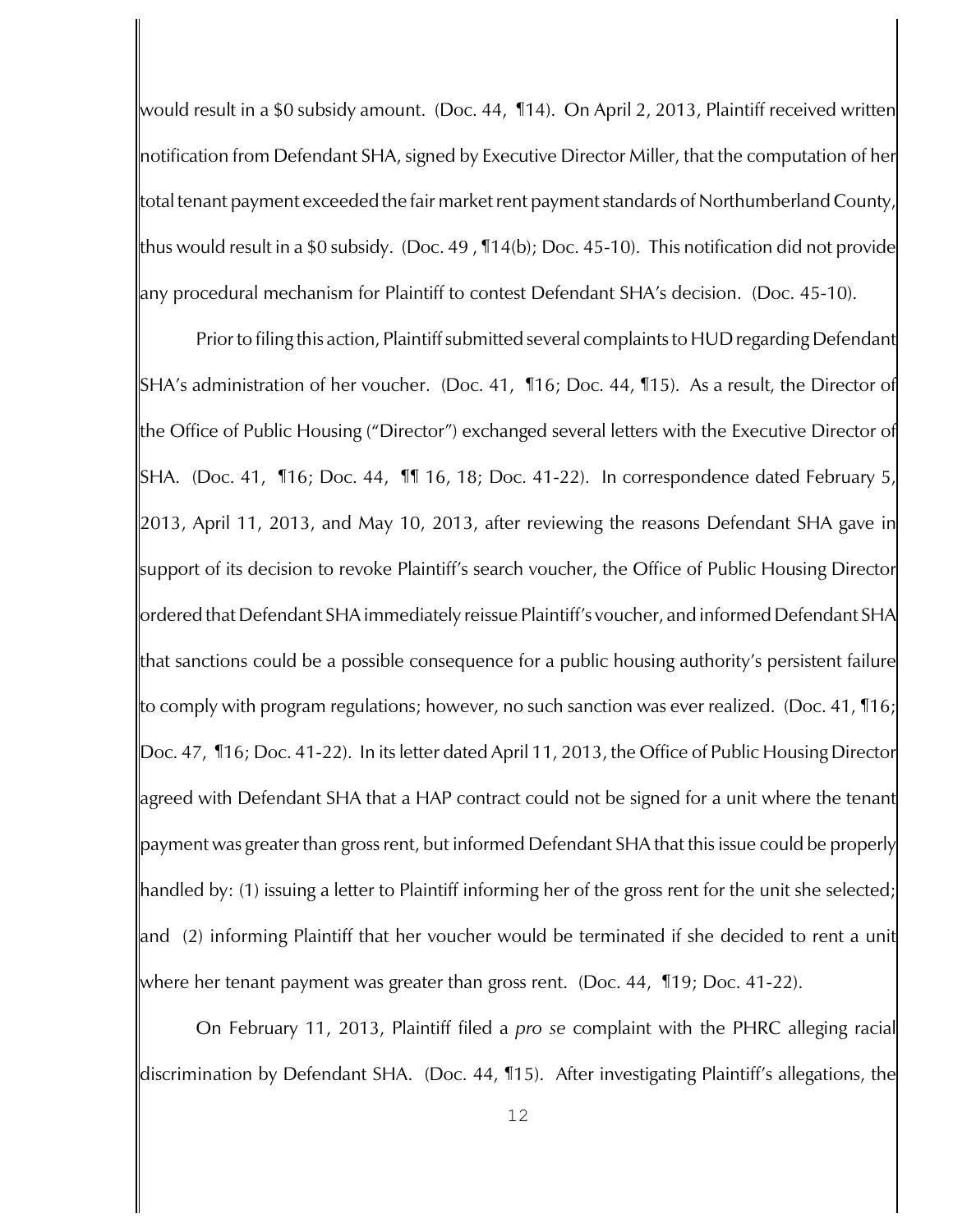would result in a $0 subsidy amount. (Doc. 44, ¶14). On April 2, 2013, Plaintiff received written notification from Defendant SHA, signed by Executive Director Miller, that the computation of her total tenant payment exceeded the fair market rent payment standards of Northumberland County, thus would result in a $0 subsidy. (Doc. 49 , ¶14(b); Doc. 45-10). This notification did not provide any procedural mechanism for Plaintiff to contest Defendant SHA's decision. (Doc. 45-10).

Prior to filing this action, Plaintiff submitted several complaints to HUD regarding Defendant SHA's administration of her voucher. (Doc. 41, ¶16; Doc. 44, ¶15). As a result, the Director of the Office of Public Housing ("Director") exchanged several letters with the Executive Director of SHA. (Doc. 41, ¶16; Doc. 44, ¶¶ 16, 18; Doc. 41-22). In correspondence dated February 5, 2013, April 11, 2013, and May 10, 2013, after reviewing the reasons Defendant SHA gave in support of its decision to revoke Plaintiff's search voucher, the Office of Public Housing Director ordered that Defendant SHA immediately reissue Plaintiff's voucher, and informed Defendant SHA that sanctions could be a possible consequence for a public housing authority's persistent failure to comply with program regulations; however, no such sanction was ever realized. (Doc. 41, ¶16; Doc. 47, ¶16; Doc. 41-22). In its letter dated April 11, 2013, the Office of Public Housing Director agreed with Defendant SHA that a HAP contract could not be signed for a unit where the tenant payment was greater than gross rent, but informed Defendant SHA that this issue could be properly handled by: (1) issuing a letter to Plaintiff informing her of the gross rent for the unit she selected; and (2) informing Plaintiff that her voucher would be terminated if she decided to rent a unit where her tenant payment was greater than gross rent. (Doc. 44, ¶19; Doc. 41-22).

On February 11, 2013, Plaintiff filed a *pro se* complaint with the PHRC alleging racial discrimination by Defendant SHA. (Doc. 44, ¶15). After investigating Plaintiff's allegations, the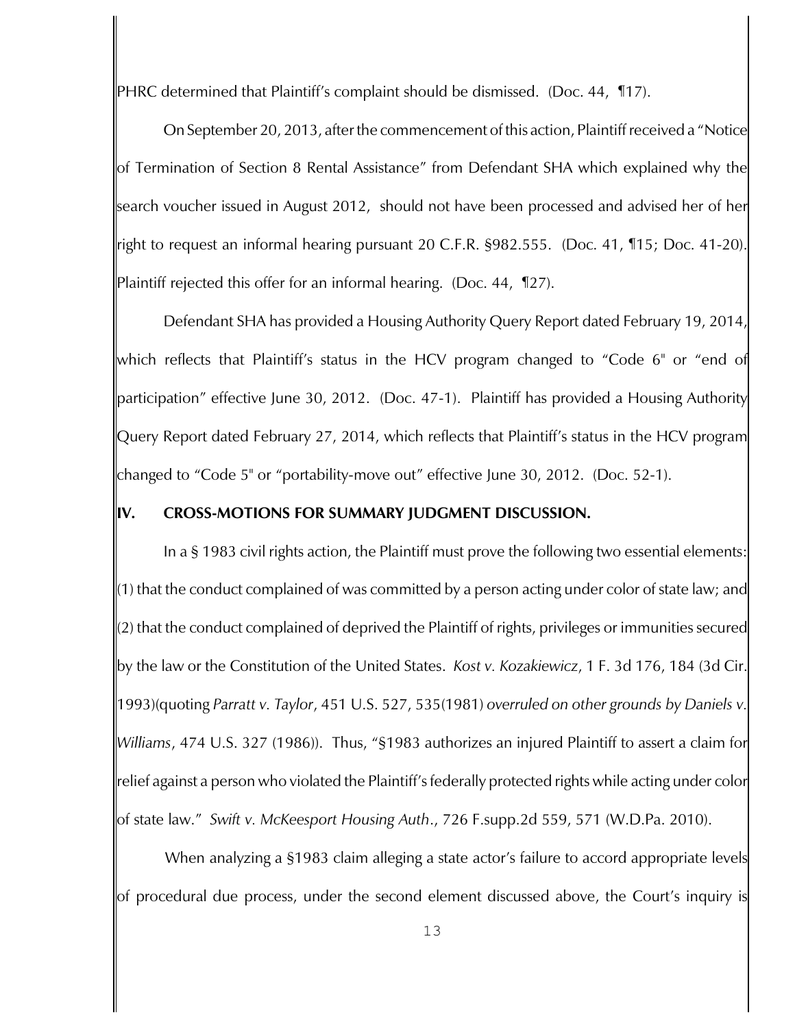PHRC determined that Plaintiff's complaint should be dismissed. (Doc. 44, ¶17).

On September 20, 2013, after the commencement of this action, Plaintiff received a "Notice of Termination of Section 8 Rental Assistance" from Defendant SHA which explained why the search voucher issued in August 2012, should not have been processed and advised her of her right to request an informal hearing pursuant 20 C.F.R. §982.555. (Doc. 41, ¶15; Doc. 41-20). Plaintiff rejected this offer for an informal hearing. (Doc. 44, ¶27).

Defendant SHA has provided a Housing Authority Query Report dated February 19, 2014, which reflects that Plaintiff's status in the HCV program changed to "Code 6" or "end of participation" effective June 30, 2012. (Doc. 47-1). Plaintiff has provided a Housing Authority Query Report dated February 27, 2014, which reflects that Plaintiff's status in the HCV program changed to "Code 5" or "portability-move out" effective June 30, 2012. (Doc. 52-1).

## IV. CROSS-MOTIONS FOR SUMMARY JUDGMENT DISCUSSION.

In a § 1983 civil rights action, the Plaintiff must prove the following two essential elements: (1) that the conduct complained of was committed by a person acting under color of state law; and (2) that the conduct complained of deprived the Plaintiff of rights, privileges or immunities secured by the law or the Constitution of the United States. *Kost v. Kozakiewicz*, 1 F. 3d 176, 184 (3d Cir. 1993)(quoting *Parratt v. Taylor*, 451 U.S. 527, 535(1981) *overruled on other grounds by Daniels v. Williams*, 474 U.S. 327 (1986)). Thus, "§1983 authorizes an injured Plaintiff to assert a claim for relief against a person who violated the Plaintiff's federally protected rights while acting under color of state law." *Swift v. McKeesport Housing Auth*., 726 F.supp.2d 559, 571 (W.D.Pa. 2010).

When analyzing a §1983 claim alleging a state actor's failure to accord appropriate levels of procedural due process, under the second element discussed above, the Court's inquiry is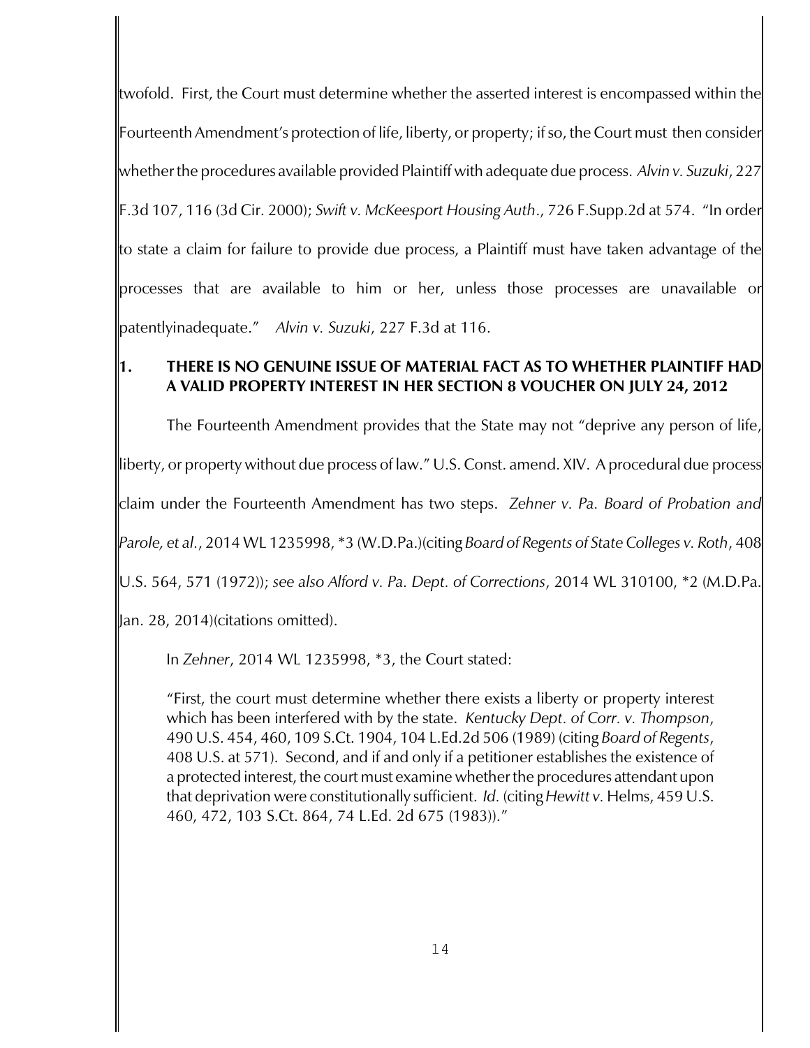twofold. First, the Court must determine whether the asserted interest is encompassed within the Fourteenth Amendment's protection of life, liberty, or property; if so, the Court must then consider whether the procedures available provided Plaintiff with adequate due process. *Alvin v. Suzuki*, 227 F.3d 107, 116 (3d Cir. 2000); *Swift v. McKeesport Housing Auth*., 726 F.Supp.2d at 574. "In order to state a claim for failure to provide due process, a Plaintiff must have taken advantage of the processes that are available to him or her, unless those processes are unavailable or patentlyinadequate." *Alvin v. Suzuki*, 227 F.3d at 116.

### 1. THERE IS NO GENUINE ISSUE OF MATERIAL FACT AS TO WHETHER PLAINTIFF HAD A VALID PROPERTY INTEREST IN HER SECTION 8 VOUCHER ON JULY 24, 2012

The Fourteenth Amendment provides that the State may not "deprive any person of life, liberty, or property without due process of law." U.S. Const. amend. XIV. A procedural due process claim under the Fourteenth Amendment has two steps. *Zehner v. Pa. Board of Probation and Parole, et al.*, 2014 WL 1235998, *3 (W.D.Pa.)(citing *Board of Regents of State Colleges v. Roth*, 408 U.S. 564, 571 (1972)); *see also Alford v. Pa. Dept. of Corrections*, 2014 WL 310100, *2 (M.D.Pa. Jan. 28, 2014)(citations omitted).

In *Zehner*, 2014 WL 1235998, *3, the Court stated:

> "First, the court must determine whether there exists a liberty or property interest which has been interfered with by the state. *Kentucky Dept. of Corr. v. Thompson*, 490 U.S. 454, 460, 109 S.Ct. 1904, 104 L.Ed.2d 506 (1989) (citing *Board of Regents*, 408 U.S. at 571). Second, and if and only if a petitioner establishes the existence of a protected interest, the court must examine whether the procedures attendant upon that deprivation were constitutionally sufficient. *Id.* (citing *Hewitt v.* Helms, 459 U.S. 460, 472, 103 S.Ct. 864, 74 L.Ed. 2d 675 (1983))."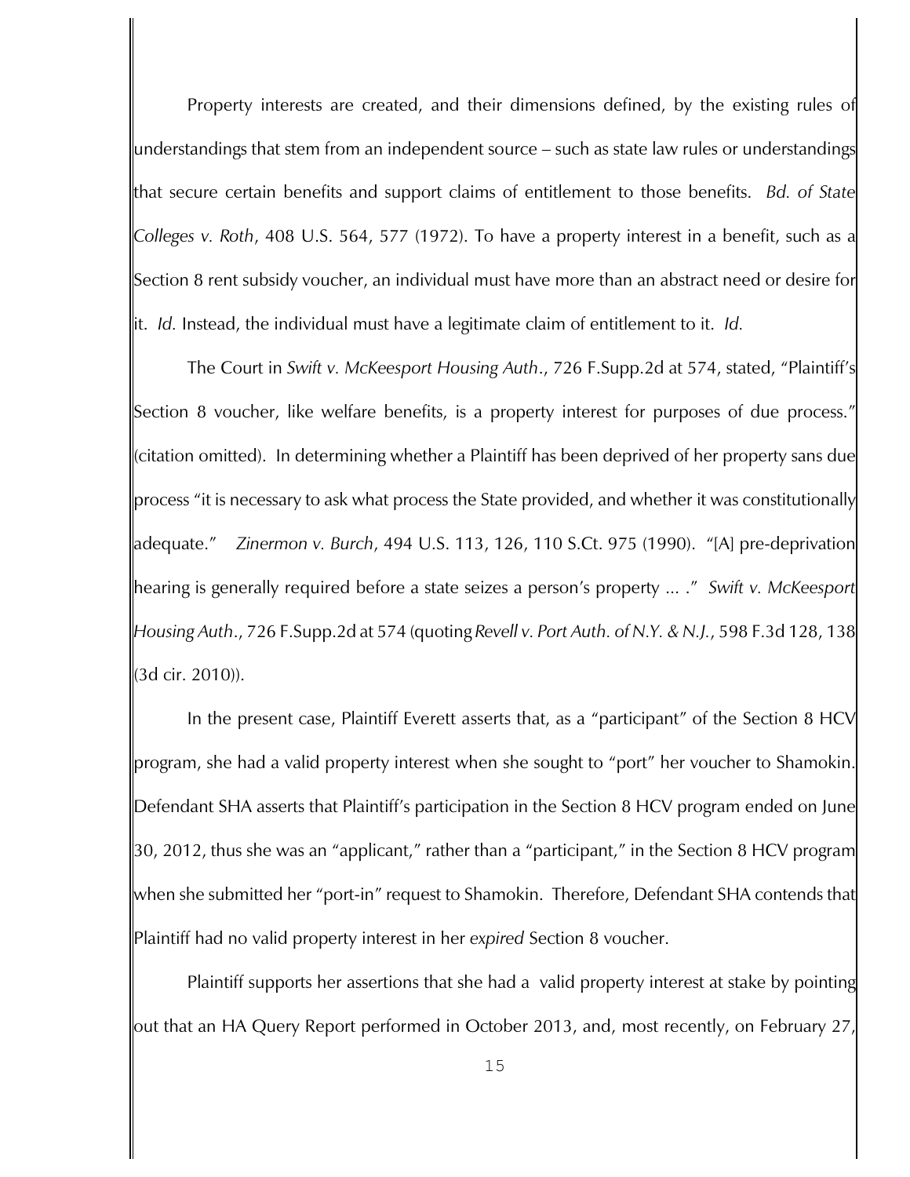Property interests are created, and their dimensions defined, by the existing rules of understandings that stem from an independent source – such as state law rules or understandings that secure certain benefits and support claims of entitlement to those benefits. *Bd. of State Colleges v. Roth*, 408 U.S. 564, 577 (1972). To have a property interest in a benefit, such as a Section 8 rent subsidy voucher, an individual must have more than an abstract need or desire for it. *Id.* Instead, the individual must have a legitimate claim of entitlement to it. *Id.*

The Court in *Swift v. McKeesport Housing Auth.*, 726 F.Supp.2d at 574, stated, "Plaintiff's Section 8 voucher, like welfare benefits, is a property interest for purposes of due process." (citation omitted). In determining whether a Plaintiff has been deprived of her property sans due process "it is necessary to ask what process the State provided, and whether it was constitutionally adequate." *Zinermon v. Burch*, 494 U.S. 113, 126, 110 S.Ct. 975 (1990). "[A] pre-deprivation hearing is generally required before a state seizes a person's property ... ." *Swift v. McKeesport Housing Auth.*, 726 F.Supp.2d at 574 (quoting *Revell v. Port Auth. of N.Y. & N.J.*, 598 F.3d 128, 138 (3d cir. 2010)).

In the present case, Plaintiff Everett asserts that, as a "participant" of the Section 8 HCV program, she had a valid property interest when she sought to "port" her voucher to Shamokin. Defendant SHA asserts that Plaintiff's participation in the Section 8 HCV program ended on June 30, 2012, thus she was an "applicant," rather than a "participant," in the Section 8 HCV program when she submitted her "port-in" request to Shamokin. Therefore, Defendant SHA contends that Plaintiff had no valid property interest in her *expired* Section 8 voucher.

Plaintiff supports her assertions that she had a valid property interest at stake by pointing out that an HA Query Report performed in October 2013, and, most recently, on February 27,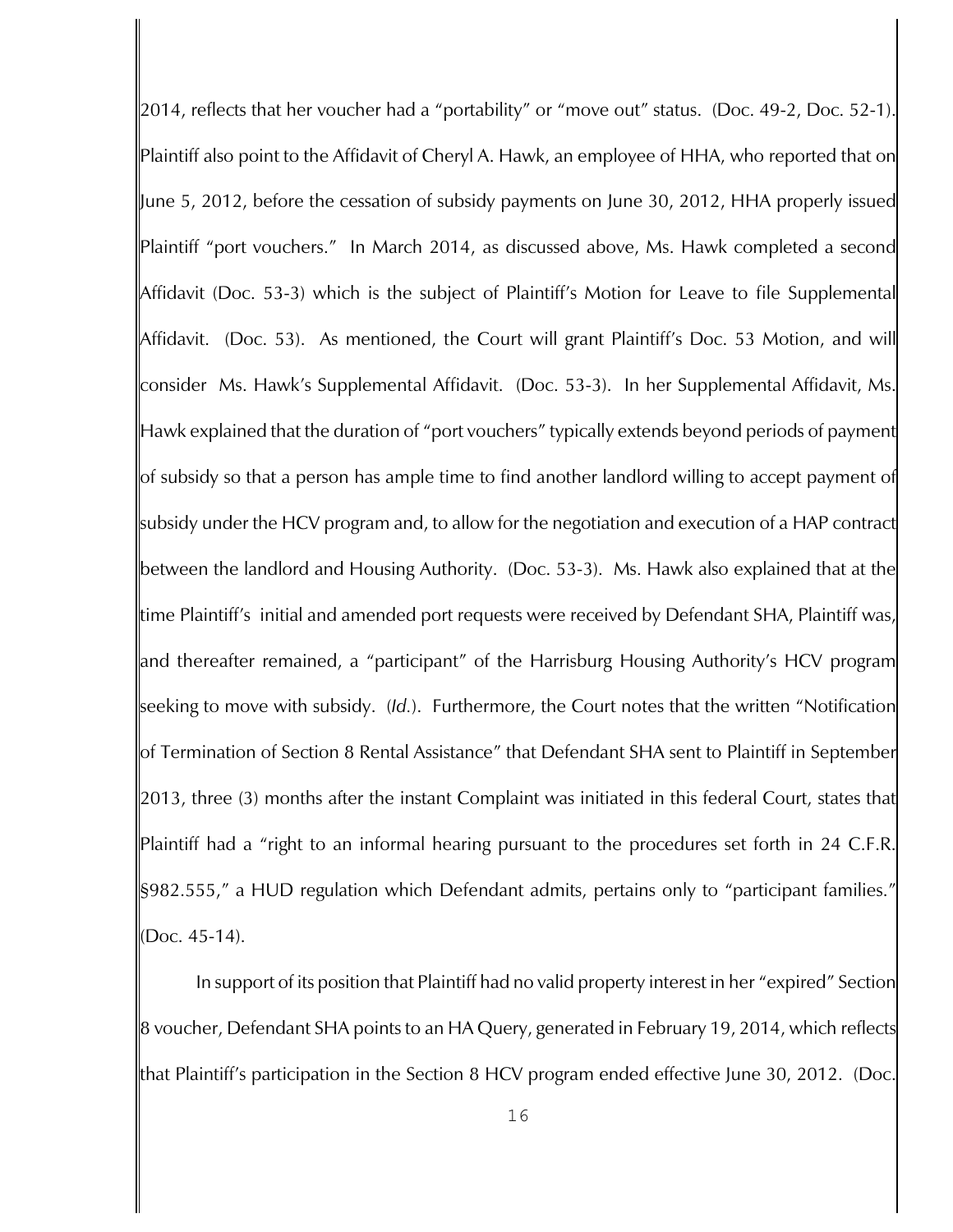2014, reflects that her voucher had a "portability" or "move out" status. (Doc. 49-2, Doc. 52-1). Plaintiff also point to the Affidavit of Cheryl A. Hawk, an employee of HHA, who reported that on June 5, 2012, before the cessation of subsidy payments on June 30, 2012, HHA properly issued Plaintiff "port vouchers." In March 2014, as discussed above, Ms. Hawk completed a second Affidavit (Doc. 53-3) which is the subject of Plaintiff's Motion for Leave to file Supplemental Affidavit. (Doc. 53). As mentioned, the Court will grant Plaintiff's Doc. 53 Motion, and will consider Ms. Hawk's Supplemental Affidavit. (Doc. 53-3). In her Supplemental Affidavit, Ms. Hawk explained that the duration of "port vouchers" typically extends beyond periods of payment of subsidy so that a person has ample time to find another landlord willing to accept payment of subsidy under the HCV program and, to allow for the negotiation and execution of a HAP contract between the landlord and Housing Authority. (Doc. 53-3). Ms. Hawk also explained that at the time Plaintiff's initial and amended port requests were received by Defendant SHA, Plaintiff was, and thereafter remained, a "participant" of the Harrisburg Housing Authority's HCV program seeking to move with subsidy. (*Id.*). Furthermore, the Court notes that the written "Notification of Termination of Section 8 Rental Assistance" that Defendant SHA sent to Plaintiff in September 2013, three (3) months after the instant Complaint was initiated in this federal Court, states that Plaintiff had a "right to an informal hearing pursuant to the procedures set forth in 24 C.F.R. §982.555," a HUD regulation which Defendant admits, pertains only to "participant families." (Doc. 45-14).

In support of its position that Plaintiff had no valid property interest in her "expired" Section 8 voucher, Defendant SHA points to an HA Query, generated in February 19, 2014, which reflects that Plaintiff's participation in the Section 8 HCV program ended effective June 30, 2012. (Doc.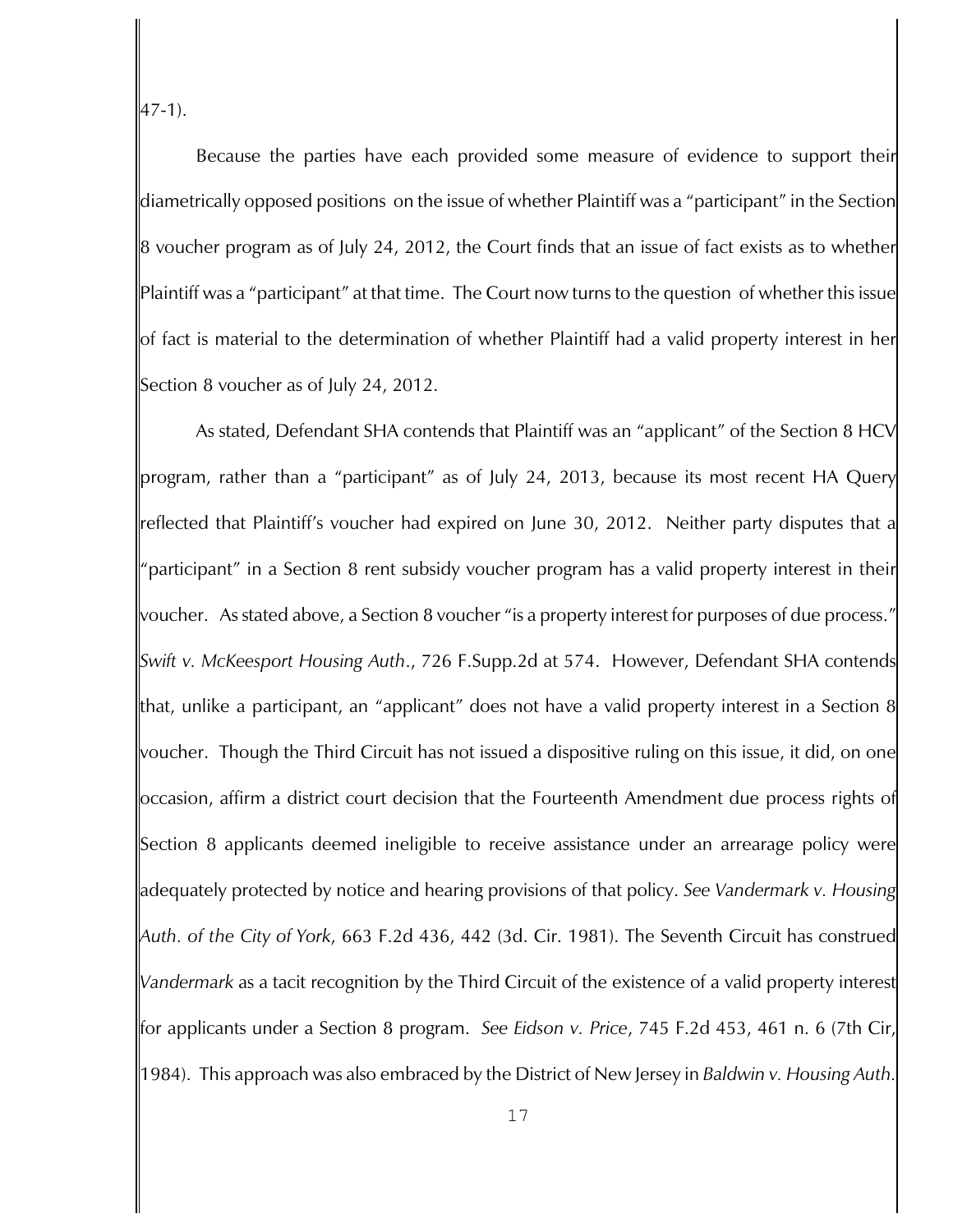47-1).

Because the parties have each provided some measure of evidence to support their diametrically opposed positions on the issue of whether Plaintiff was a "participant" in the Section 8 voucher program as of July 24, 2012, the Court finds that an issue of fact exists as to whether Plaintiff was a "participant" at that time. The Court now turns to the question of whether this issue of fact is material to the determination of whether Plaintiff had a valid property interest in her Section 8 voucher as of July 24, 2012.

As stated, Defendant SHA contends that Plaintiff was an "applicant" of the Section 8 HCV program, rather than a "participant" as of July 24, 2013, because its most recent HA Query reflected that Plaintiff's voucher had expired on June 30, 2012. Neither party disputes that a "participant" in a Section 8 rent subsidy voucher program has a valid property interest in their voucher. As stated above, a Section 8 voucher "is a property interest for purposes of due process." *Swift v. McKeesport Housing Auth*., 726 F.Supp.2d at 574. However, Defendant SHA contends that, unlike a participant, an "applicant" does not have a valid property interest in a Section 8 voucher. Though the Third Circuit has not issued a dispositive ruling on this issue, it did, on one occasion, affirm a district court decision that the Fourteenth Amendment due process rights of Section 8 applicants deemed ineligible to receive assistance under an arrearage policy were adequately protected by notice and hearing provisions of that policy. *See Vandermark v. Housing Auth. of the City of York*, 663 F.2d 436, 442 (3d. Cir. 1981). The Seventh Circuit has construed *Vandermark* as a tacit recognition by the Third Circuit of the existence of a valid property interest for applicants under a Section 8 program. *See Eidson v. Price*, 745 F.2d 453, 461 n. 6 (7th Cir, 1984). This approach was also embraced by the District of New Jersey in *Baldwin v. Housing Auth.*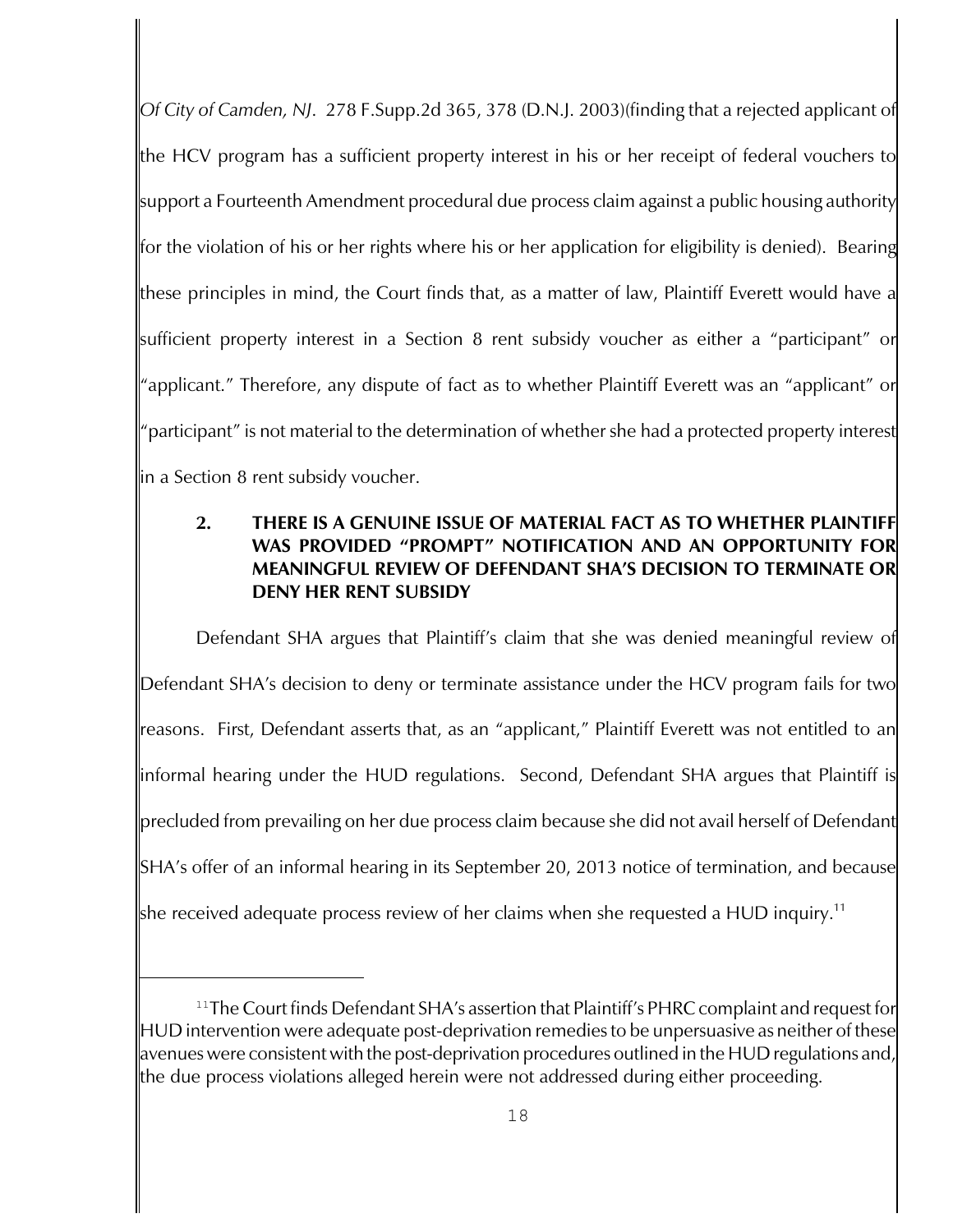*Of City of Camden, NJ*. 278 F.Supp.2d 365, 378 (D.N.J. 2003)(finding that a rejected applicant of the HCV program has a sufficient property interest in his or her receipt of federal vouchers to support a Fourteenth Amendment procedural due process claim against a public housing authority for the violation of his or her rights where his or her application for eligibility is denied). Bearing these principles in mind, the Court finds that, as a matter of law, Plaintiff Everett would have a sufficient property interest in a Section 8 rent subsidy voucher as either a "participant" or "applicant." Therefore, any dispute of fact as to whether Plaintiff Everett was an "applicant" or "participant" is not material to the determination of whether she had a protected property interest in a Section 8 rent subsidy voucher.

**2. THERE IS A GENUINE ISSUE OF MATERIAL FACT AS TO WHETHER PLAINTIFF WAS PROVIDED "PROMPT" NOTIFICATION AND AN OPPORTUNITY FOR MEANINGFUL REVIEW OF DEFENDANT SHA'S DECISION TO TERMINATE OR DENY HER RENT SUBSIDY**

Defendant SHA argues that Plaintiff's claim that she was denied meaningful review of Defendant SHA's decision to deny or terminate assistance under the HCV program fails for two reasons. First, Defendant asserts that, as an "applicant," Plaintiff Everett was not entitled to an informal hearing under the HUD regulations. Second, Defendant SHA argues that Plaintiff is precluded from prevailing on her due process claim because she did not avail herself of Defendant SHA's offer of an informal hearing in its September 20, 2013 notice of termination, and because she received adequate process review of her claims when she requested a HUD inquiry.[11]

[11] The Court finds Defendant SHA's assertion that Plaintiff's PHRC complaint and request for HUD intervention were adequate post-deprivation remedies to be unpersuasive as neither of these avenues were consistent with the post-deprivation procedures outlined in the HUD regulations and, the due process violations alleged herein were not addressed during either proceeding.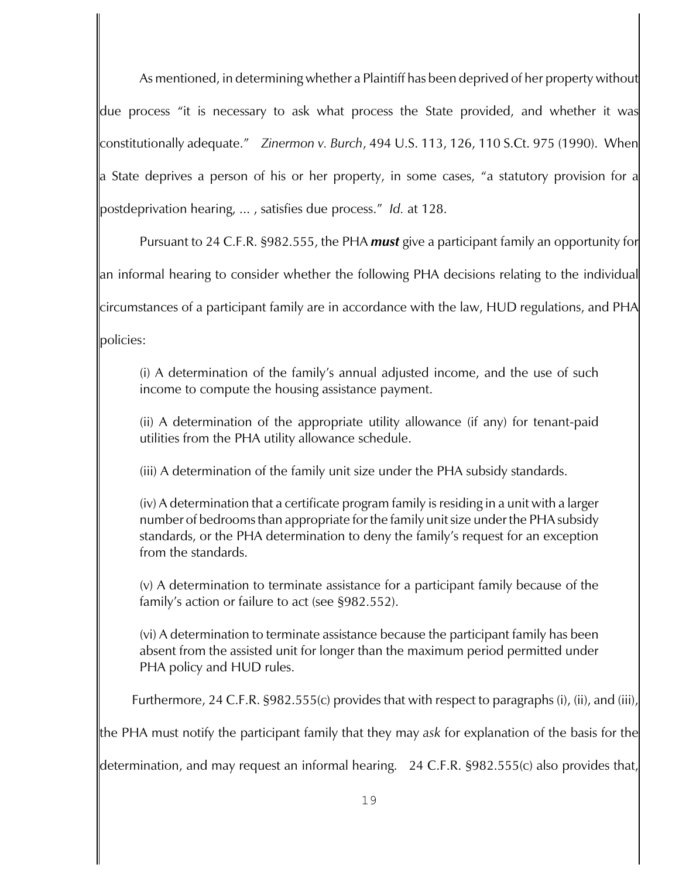As mentioned, in determining whether a Plaintiff has been deprived of her property without due process "it is necessary to ask what process the State provided, and whether it was constitutionally adequate." *Zinermon v. Burch*, 494 U.S. 113, 126, 110 S.Ct. 975 (1990). When a State deprives a person of his or her property, in some cases, "a statutory provision for a postdeprivation hearing, ... , satisfies due process." *Id.* at 128.

Pursuant to 24 C.F.R. §982.555, the PHA ***must*** give a participant family an opportunity for an informal hearing to consider whether the following PHA decisions relating to the individual circumstances of a participant family are in accordance with the law, HUD regulations, and PHA policies:

> (i) A determination of the family's annual adjusted income, and the use of such income to compute the housing assistance payment.
>
> (ii) A determination of the appropriate utility allowance (if any) for tenant-paid utilities from the PHA utility allowance schedule.
>
> (iii) A determination of the family unit size under the PHA subsidy standards.
>
> (iv) A determination that a certificate program family is residing in a unit with a larger number of bedrooms than appropriate for the family unit size under the PHA subsidy standards, or the PHA determination to deny the family's request for an exception from the standards.
>
> (v) A determination to terminate assistance for a participant family because of the family's action or failure to act (see §982.552).
>
> (vi) A determination to terminate assistance because the participant family has been absent from the assisted unit for longer than the maximum period permitted under PHA policy and HUD rules.

Furthermore, 24 C.F.R. §982.555(c) provides that with respect to paragraphs (i), (ii), and (iii), the PHA must notify the participant family that they may *ask* for explanation of the basis for the determination, and may request an informal hearing. 24 C.F.R. §982.555(c) also provides that,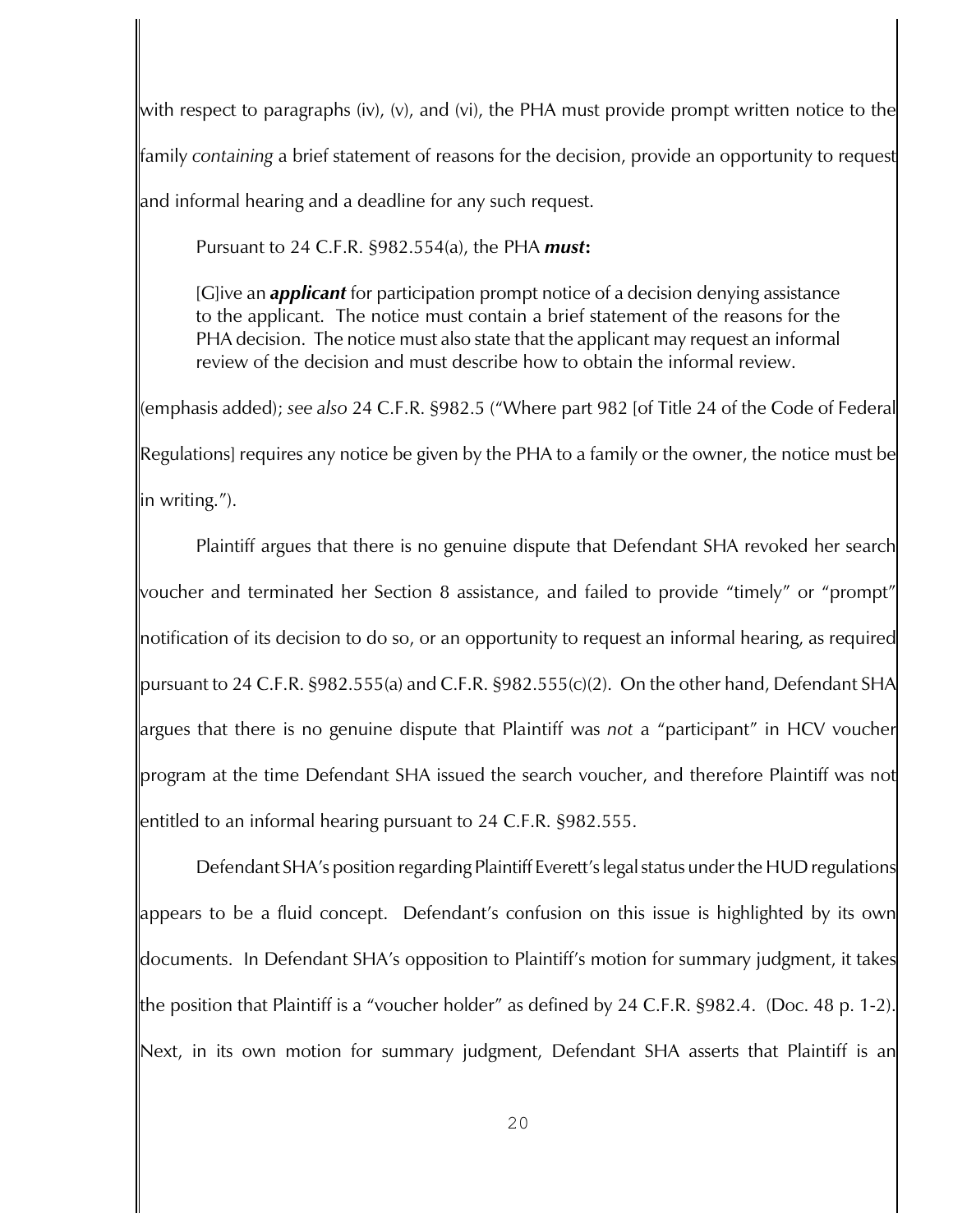with respect to paragraphs (iv), (v), and (vi), the PHA must provide prompt written notice to the family *containing* a brief statement of reasons for the decision, provide an opportunity to request and informal hearing and a deadline for any such request.

Pursuant to 24 C.F.R. §982.554(a), the PHA ***must*****:**

> [G]ive an ***applicant*** for participation prompt notice of a decision denying assistance to the applicant. The notice must contain a brief statement of the reasons for the PHA decision. The notice must also state that the applicant may request an informal review of the decision and must describe how to obtain the informal review.

(emphasis added); *see also* 24 C.F.R. §982.5 ("Where part 982 [of Title 24 of the Code of Federal Regulations] requires any notice be given by the PHA to a family or the owner, the notice must be in writing.").

Plaintiff argues that there is no genuine dispute that Defendant SHA revoked her search voucher and terminated her Section 8 assistance, and failed to provide "timely" or "prompt" notification of its decision to do so, or an opportunity to request an informal hearing, as required pursuant to 24 C.F.R. §982.555(a) and C.F.R. §982.555(c)(2). On the other hand, Defendant SHA argues that there is no genuine dispute that Plaintiff was *not* a "participant" in HCV voucher program at the time Defendant SHA issued the search voucher, and therefore Plaintiff was not entitled to an informal hearing pursuant to 24 C.F.R. §982.555.

Defendant SHA's position regarding Plaintiff Everett's legal status under the HUD regulations appears to be a fluid concept. Defendant's confusion on this issue is highlighted by its own documents. In Defendant SHA's opposition to Plaintiff's motion for summary judgment, it takes the position that Plaintiff is a "voucher holder" as defined by 24 C.F.R. §982.4. (Doc. 48 p. 1-2). Next, in its own motion for summary judgment, Defendant SHA asserts that Plaintiff is an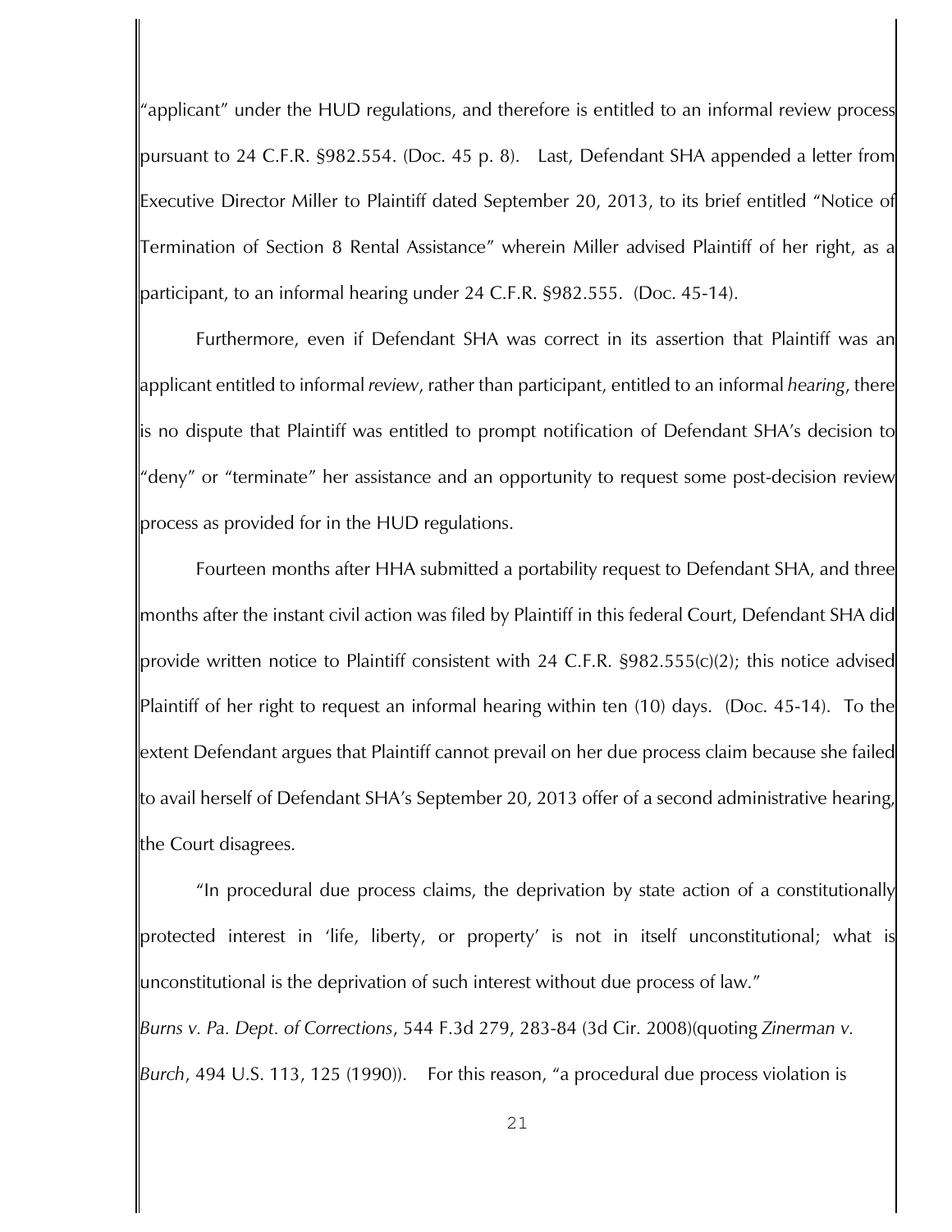"applicant" under the HUD regulations, and therefore is entitled to an informal review process pursuant to 24 C.F.R. §982.554. (Doc. 45 p. 8). Last, Defendant SHA appended a letter from Executive Director Miller to Plaintiff dated September 20, 2013, to its brief entitled "Notice of Termination of Section 8 Rental Assistance" wherein Miller advised Plaintiff of her right, as a participant, to an informal hearing under 24 C.F.R. §982.555. (Doc. 45-14).

Furthermore, even if Defendant SHA was correct in its assertion that Plaintiff was an applicant entitled to informal *review*, rather than participant, entitled to an informal *hearing*, there is no dispute that Plaintiff was entitled to prompt notification of Defendant SHA's decision to "deny" or "terminate" her assistance and an opportunity to request some post-decision review process as provided for in the HUD regulations.

Fourteen months after HHA submitted a portability request to Defendant SHA, and three months after the instant civil action was filed by Plaintiff in this federal Court, Defendant SHA did provide written notice to Plaintiff consistent with 24 C.F.R. §982.555(c)(2); this notice advised Plaintiff of her right to request an informal hearing within ten (10) days. (Doc. 45-14). To the extent Defendant argues that Plaintiff cannot prevail on her due process claim because she failed to avail herself of Defendant SHA's September 20, 2013 offer of a second administrative hearing, the Court disagrees.

"In procedural due process claims, the deprivation by state action of a constitutionally protected interest in 'life, liberty, or property' is not in itself unconstitutional; what is unconstitutional is the deprivation of such interest without due process of law." *Burns v. Pa. Dept. of Corrections*, 544 F.3d 279, 283-84 (3d Cir. 2008)(quoting *Zinerman v. Burch*, 494 U.S. 113, 125 (1990)). For this reason, "a procedural due process violation is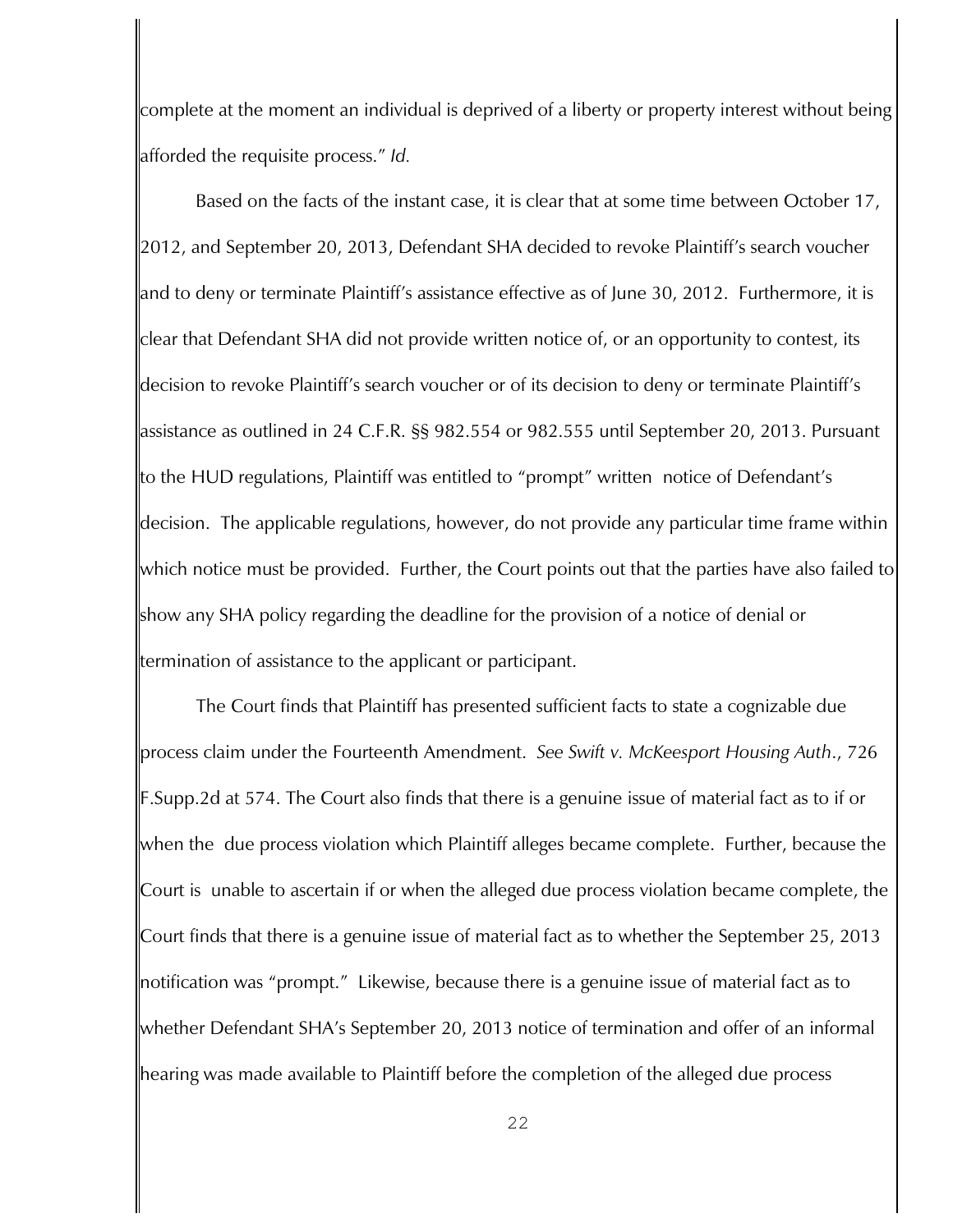complete at the moment an individual is deprived of a liberty or property interest without being afforded the requisite process." *Id.*

Based on the facts of the instant case, it is clear that at some time between October 17, 2012, and September 20, 2013, Defendant SHA decided to revoke Plaintiff's search voucher and to deny or terminate Plaintiff's assistance effective as of June 30, 2012. Furthermore, it is clear that Defendant SHA did not provide written notice of, or an opportunity to contest, its decision to revoke Plaintiff's search voucher or of its decision to deny or terminate Plaintiff's assistance as outlined in 24 C.F.R. §§ 982.554 or 982.555 until September 20, 2013. Pursuant to the HUD regulations, Plaintiff was entitled to "prompt" written notice of Defendant's decision. The applicable regulations, however, do not provide any particular time frame within which notice must be provided. Further, the Court points out that the parties have also failed to show any SHA policy regarding the deadline for the provision of a notice of denial or termination of assistance to the applicant or participant.

The Court finds that Plaintiff has presented sufficient facts to state a cognizable due process claim under the Fourteenth Amendment. *See Swift v. McKeesport Housing Auth.*, 726 F.Supp.2d at 574. The Court also finds that there is a genuine issue of material fact as to if or when the due process violation which Plaintiff alleges became complete. Further, because the Court is unable to ascertain if or when the alleged due process violation became complete, the Court finds that there is a genuine issue of material fact as to whether the September 25, 2013 notification was "prompt." Likewise, because there is a genuine issue of material fact as to whether Defendant SHA's September 20, 2013 notice of termination and offer of an informal hearing was made available to Plaintiff before the completion of the alleged due process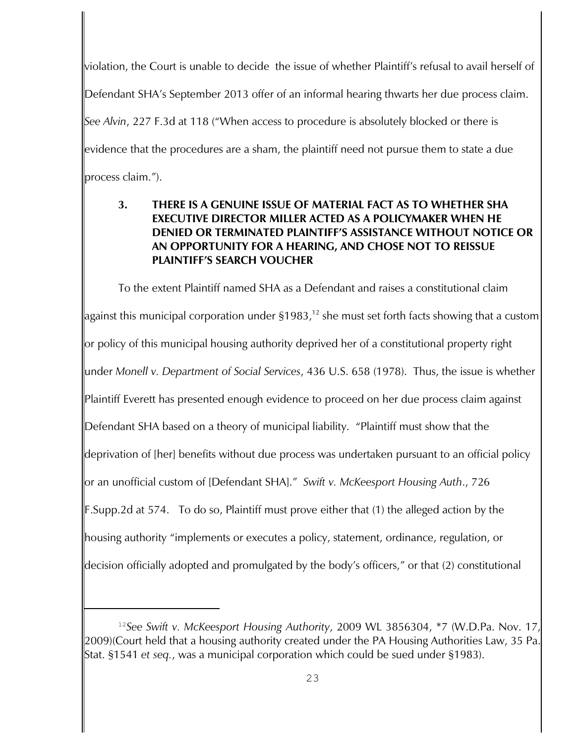violation, the Court is unable to decide the issue of whether Plaintiff's refusal to avail herself of Defendant SHA's September 2013 offer of an informal hearing thwarts her due process claim. *See Alvin*, 227 F.3d at 118 ("When access to procedure is absolutely blocked or there is evidence that the procedures are a sham, the plaintiff need not pursue them to state a due process claim.").

### 3. THERE IS A GENUINE ISSUE OF MATERIAL FACT AS TO WHETHER SHA EXECUTIVE DIRECTOR MILLER ACTED AS A POLICYMAKER WHEN HE DENIED OR TERMINATED PLAINTIFF'S ASSISTANCE WITHOUT NOTICE OR AN OPPORTUNITY FOR A HEARING, AND CHOSE NOT TO REISSUE PLAINTIFF'S SEARCH VOUCHER

To the extent Plaintiff named SHA as a Defendant and raises a constitutional claim against this municipal corporation under §1983,[12] she must set forth facts showing that a custom or policy of this municipal housing authority deprived her of a constitutional property right under *Monell v. Department of Social Services*, 436 U.S. 658 (1978). Thus, the issue is whether Plaintiff Everett has presented enough evidence to proceed on her due process claim against Defendant SHA based on a theory of municipal liability. "Plaintiff must show that the deprivation of [her] benefits without due process was undertaken pursuant to an official policy or an unofficial custom of [Defendant SHA]." *Swift v. McKeesport Housing Auth.*, 726 F.Supp.2d at 574. To do so, Plaintiff must prove either that (1) the alleged action by the housing authority "implements or executes a policy, statement, ordinance, regulation, or decision officially adopted and promulgated by the body's officers," or that (2) constitutional

[12] *See Swift v. McKeesport Housing Authority*, 2009 WL 3856304, *7 (W.D.Pa. Nov. 17, 2009)(Court held that a housing authority created under the PA Housing Authorities Law, 35 Pa. Stat. §1541 *et seq.*, was a municipal corporation which could be sued under §1983).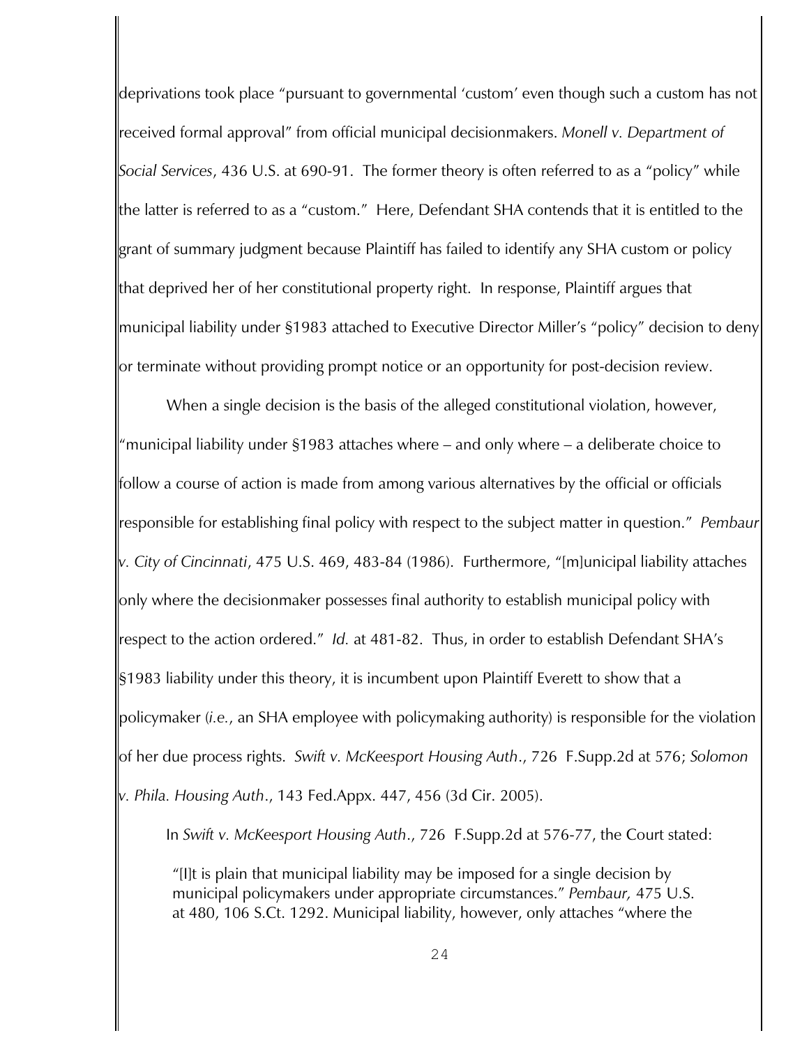deprivations took place "pursuant to governmental 'custom' even though such a custom has not received formal approval" from official municipal decisionmakers. *Monell v. Department of Social Services*, 436 U.S. at 690-91. The former theory is often referred to as a "policy" while the latter is referred to as a "custom." Here, Defendant SHA contends that it is entitled to the grant of summary judgment because Plaintiff has failed to identify any SHA custom or policy that deprived her of her constitutional property right. In response, Plaintiff argues that municipal liability under §1983 attached to Executive Director Miller's "policy" decision to deny or terminate without providing prompt notice or an opportunity for post-decision review.

When a single decision is the basis of the alleged constitutional violation, however, "municipal liability under §1983 attaches where – and only where – a deliberate choice to follow a course of action is made from among various alternatives by the official or officials responsible for establishing final policy with respect to the subject matter in question." *Pembaur v. City of Cincinnati*, 475 U.S. 469, 483-84 (1986). Furthermore, "[m]unicipal liability attaches only where the decisionmaker possesses final authority to establish municipal policy with respect to the action ordered." *Id.* at 481-82. Thus, in order to establish Defendant SHA's §1983 liability under this theory, it is incumbent upon Plaintiff Everett to show that a policymaker (*i.e.*, an SHA employee with policymaking authority) is responsible for the violation of her due process rights. *Swift v. McKeesport Housing Auth.*, 726 F.Supp.2d at 576; *Solomon v. Phila. Housing Auth.*, 143 Fed.Appx. 447, 456 (3d Cir. 2005).

In *Swift v. McKeesport Housing Auth.*, 726 F.Supp.2d at 576-77, the Court stated:

> "[I]t is plain that municipal liability may be imposed for a single decision by municipal policymakers under appropriate circumstances." *Pembaur,* 475 U.S. at 480, 106 S.Ct. 1292. Municipal liability, however, only attaches "where the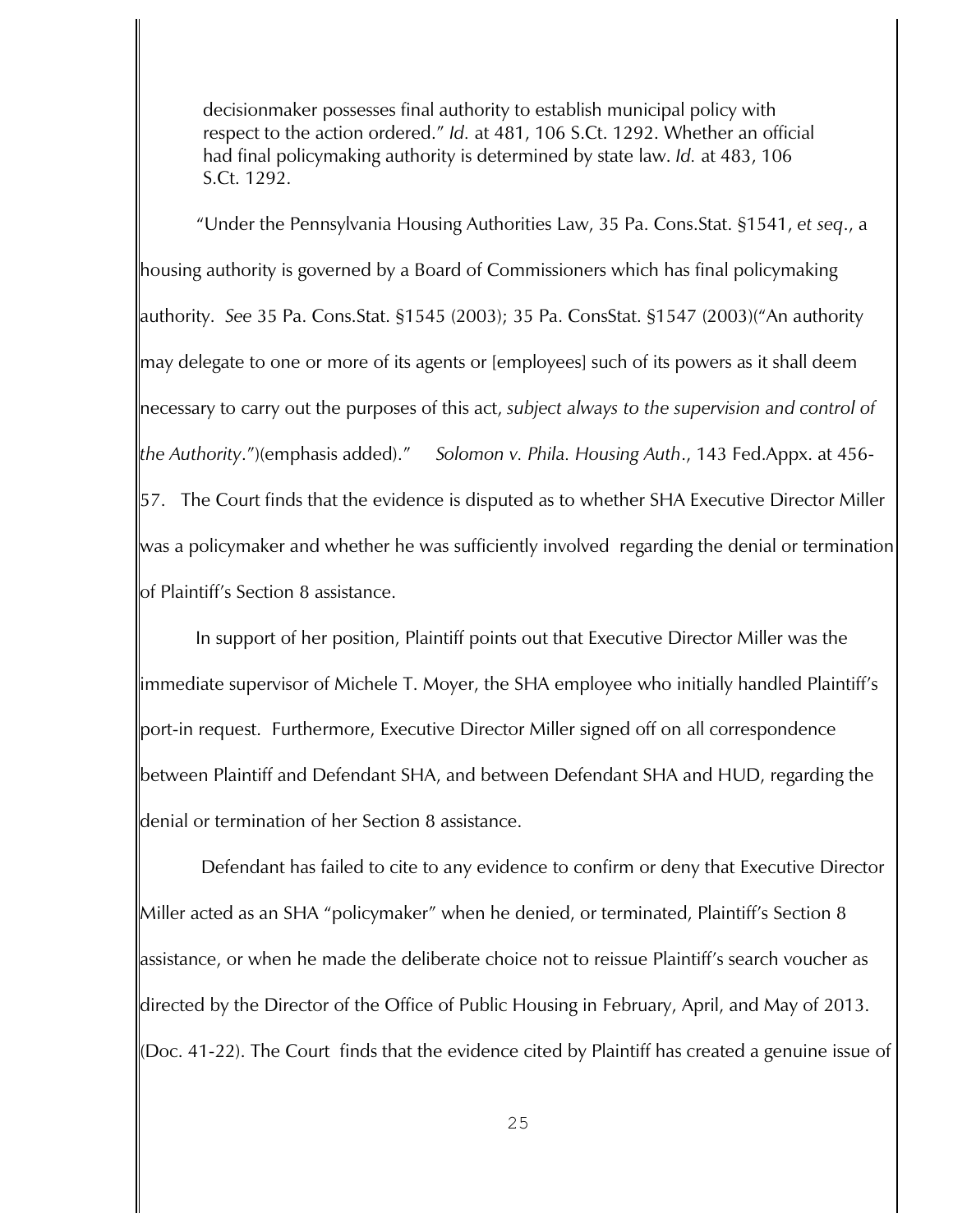> decisionmaker possesses final authority to establish municipal policy with respect to the action ordered." *Id.* at 481, 106 S.Ct. 1292. Whether an official had final policymaking authority is determined by state law. *Id.* at 483, 106 S.Ct. 1292.

"Under the Pennsylvania Housing Authorities Law, 35 Pa. Cons.Stat. §1541, *et seq*., a housing authority is governed by a Board of Commissioners which has final policymaking authority. *See* 35 Pa. Cons.Stat. §1545 (2003); 35 Pa. ConsStat. §1547 (2003)("An authority may delegate to one or more of its agents or [employees] such of its powers as it shall deem necessary to carry out the purposes of this act, *subject always to the supervision and control of the Authority*.")(emphasis added)." *Solomon v. Phila. Housing Auth*., 143 Fed.Appx. at 456-57. The Court finds that the evidence is disputed as to whether SHA Executive Director Miller was a policymaker and whether he was sufficiently involved regarding the denial or termination of Plaintiff's Section 8 assistance.

In support of her position, Plaintiff points out that Executive Director Miller was the immediate supervisor of Michele T. Moyer, the SHA employee who initially handled Plaintiff's port-in request. Furthermore, Executive Director Miller signed off on all correspondence between Plaintiff and Defendant SHA, and between Defendant SHA and HUD, regarding the denial or termination of her Section 8 assistance.

Defendant has failed to cite to any evidence to confirm or deny that Executive Director Miller acted as an SHA "policymaker" when he denied, or terminated, Plaintiff's Section 8 assistance, or when he made the deliberate choice not to reissue Plaintiff's search voucher as directed by the Director of the Office of Public Housing in February, April, and May of 2013. (Doc. 41-22). The Court finds that the evidence cited by Plaintiff has created a genuine issue of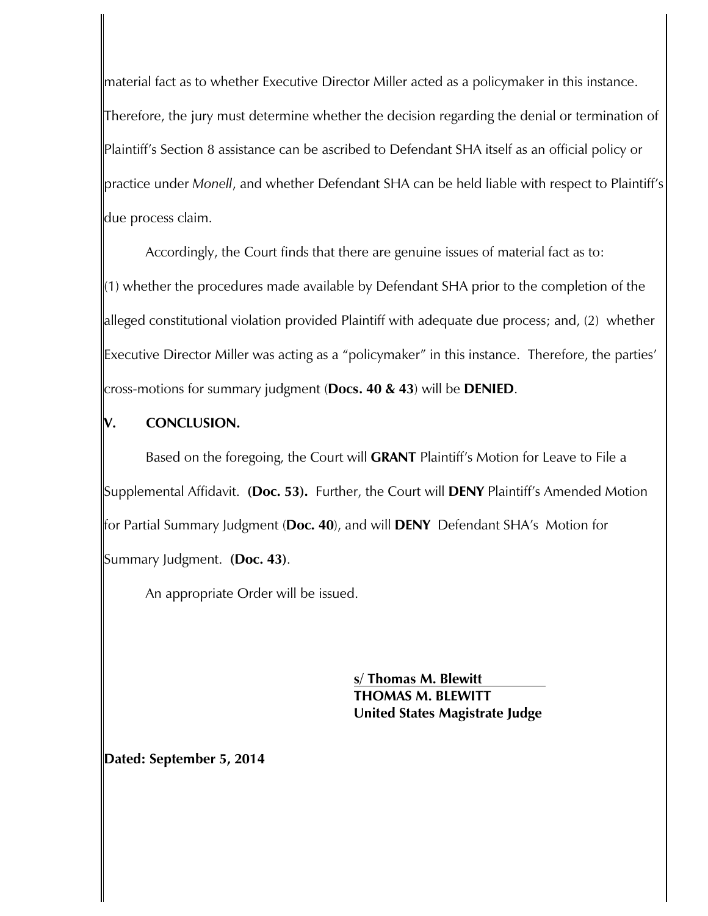material fact as to whether Executive Director Miller acted as a policymaker in this instance. Therefore, the jury must determine whether the decision regarding the denial or termination of Plaintiff's Section 8 assistance can be ascribed to Defendant SHA itself as an official policy or practice under *Monell*, and whether Defendant SHA can be held liable with respect to Plaintiff's due process claim.

Accordingly, the Court finds that there are genuine issues of material fact as to: (1) whether the procedures made available by Defendant SHA prior to the completion of the alleged constitutional violation provided Plaintiff with adequate due process; and, (2) whether Executive Director Miller was acting as a "policymaker" in this instance. Therefore, the parties' cross-motions for summary judgment (**Docs. 40 & 43**) will be **DENIED**.

## V. CONCLUSION.

Based on the foregoing, the Court will **GRANT** Plaintiff's Motion for Leave to File a Supplemental Affidavit. **(Doc. 53).** Further, the Court will **DENY** Plaintiff's Amended Motion for Partial Summary Judgment (**Doc. 40**), and will **DENY** Defendant SHA's Motion for Summary Judgment. **(Doc. 43)**.

An appropriate Order will be issued.

**s/ Thomas M. Blewitt**
**THOMAS M. BLEWITT**
**United States Magistrate Judge**

**Dated: September 5, 2014**